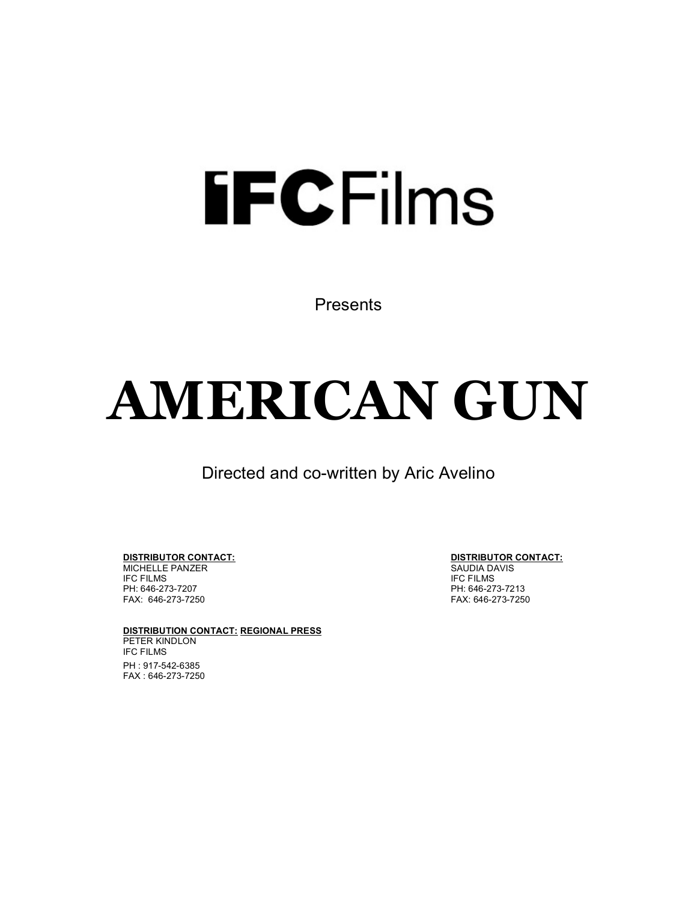# IFC Films

Presents

# AMERICAN GUN

Directed and co-written by Aric Avelino

**DISTRIBUTOR CONTACT:**
MICHELLE PANZER
IFC FILMS
PH: 646-273-7207
FAX: 646-273-7250

**DISTRIBUTOR CONTACT:**
SAUDIA DAVIS
IFC FILMS
PH: 646-273-7213
FAX: 646-273-7250

**DISTRIBUTION CONTACT: REGIONAL PRESS**
PETER KINDLON
IFC FILMS
PH : 917-542-6385
FAX : 646-273-7250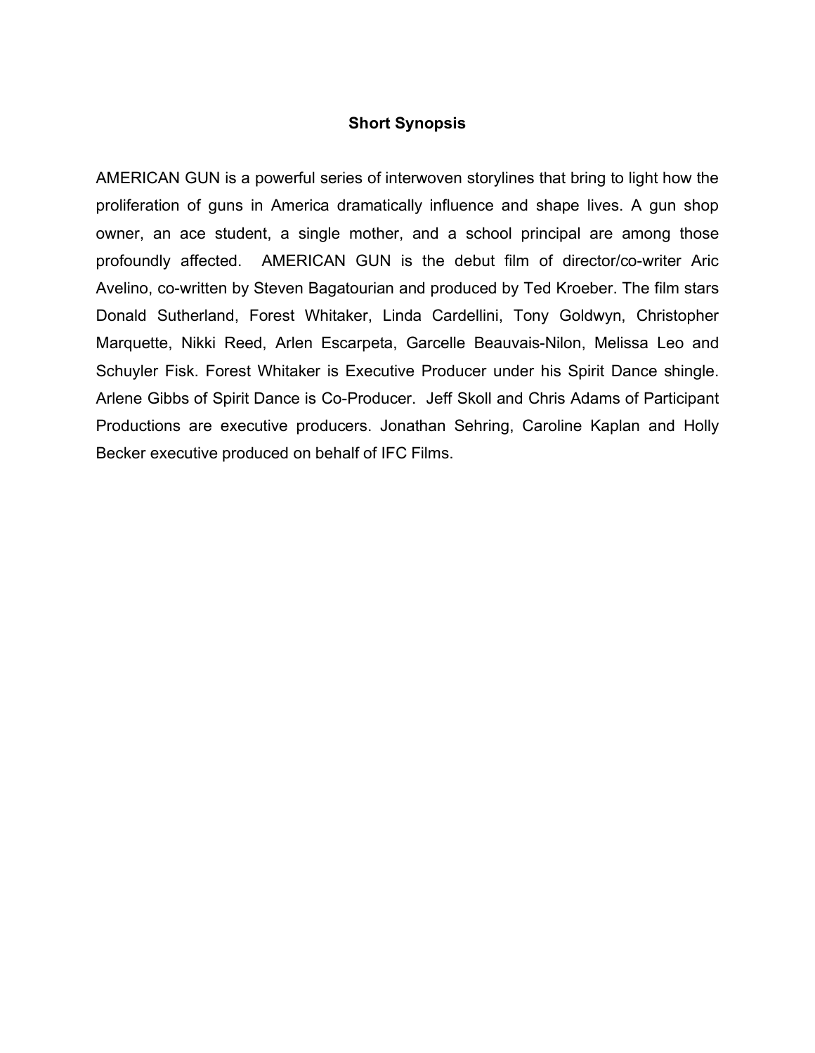## Short Synopsis

AMERICAN GUN is a powerful series of interwoven storylines that bring to light how the proliferation of guns in America dramatically influence and shape lives. A gun shop owner, an ace student, a single mother, and a school principal are among those profoundly affected. AMERICAN GUN is the debut film of director/co-writer Aric Avelino, co-written by Steven Bagatourian and produced by Ted Kroeber. The film stars Donald Sutherland, Forest Whitaker, Linda Cardellini, Tony Goldwyn, Christopher Marquette, Nikki Reed, Arlen Escarpeta, Garcelle Beauvais-Nilon, Melissa Leo and Schuyler Fisk. Forest Whitaker is Executive Producer under his Spirit Dance shingle. Arlene Gibbs of Spirit Dance is Co-Producer. Jeff Skoll and Chris Adams of Participant Productions are executive producers. Jonathan Sehring, Caroline Kaplan and Holly Becker executive produced on behalf of IFC Films.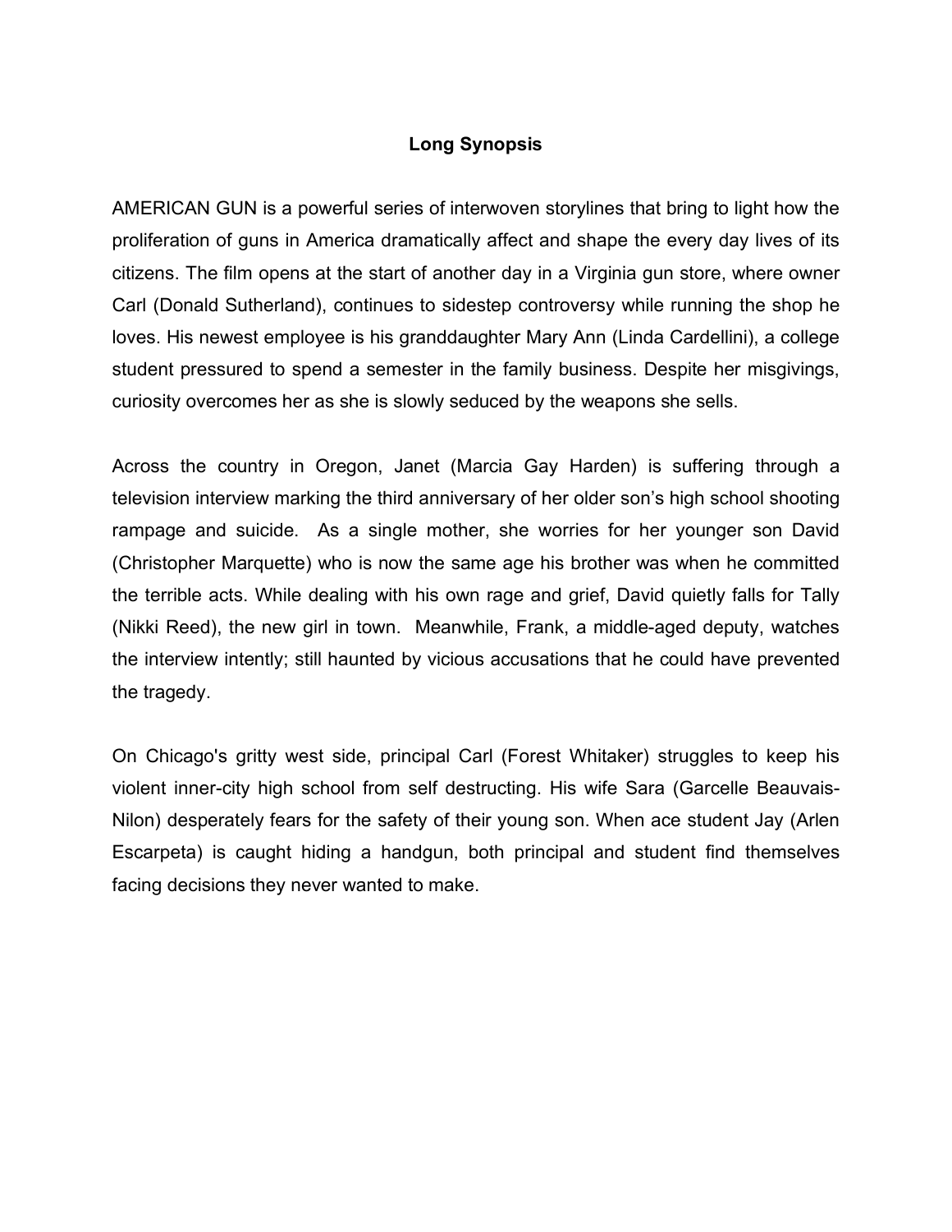## Long Synopsis

AMERICAN GUN is a powerful series of interwoven storylines that bring to light how the proliferation of guns in America dramatically affect and shape the every day lives of its citizens. The film opens at the start of another day in a Virginia gun store, where owner Carl (Donald Sutherland), continues to sidestep controversy while running the shop he loves. His newest employee is his granddaughter Mary Ann (Linda Cardellini), a college student pressured to spend a semester in the family business. Despite her misgivings, curiosity overcomes her as she is slowly seduced by the weapons she sells.

Across the country in Oregon, Janet (Marcia Gay Harden) is suffering through a television interview marking the third anniversary of her older son's high school shooting rampage and suicide. As a single mother, she worries for her younger son David (Christopher Marquette) who is now the same age his brother was when he committed the terrible acts. While dealing with his own rage and grief, David quietly falls for Tally (Nikki Reed), the new girl in town. Meanwhile, Frank, a middle-aged deputy, watches the interview intently; still haunted by vicious accusations that he could have prevented the tragedy.

On Chicago's gritty west side, principal Carl (Forest Whitaker) struggles to keep his violent inner-city high school from self destructing. His wife Sara (Garcelle Beauvais-Nilon) desperately fears for the safety of their young son. When ace student Jay (Arlen Escarpeta) is caught hiding a handgun, both principal and student find themselves facing decisions they never wanted to make.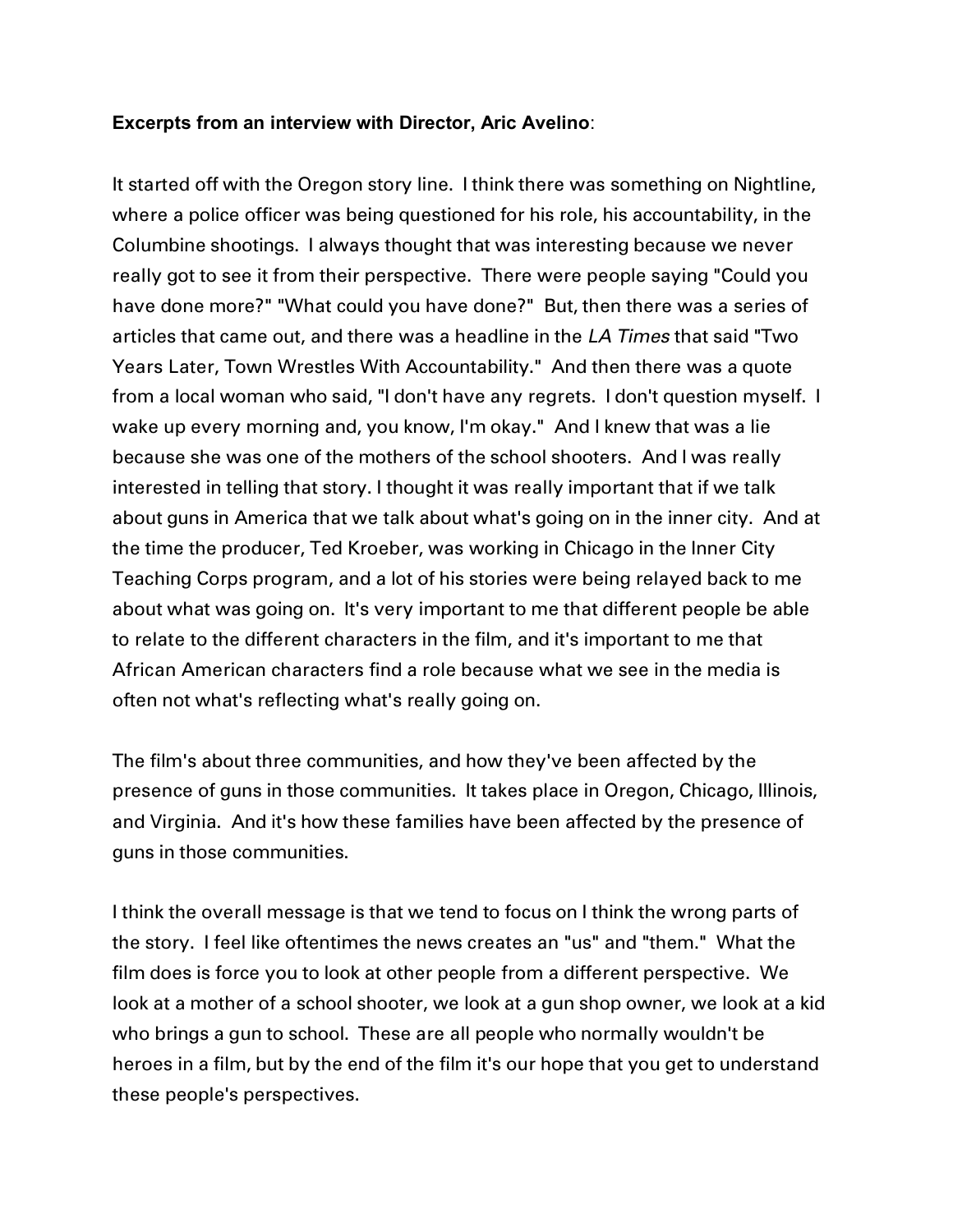**Excerpts from an interview with Director, Aric Avelino**:

It started off with the Oregon story line. I think there was something on Nightline, where a police officer was being questioned for his role, his accountability, in the Columbine shootings. I always thought that was interesting because we never really got to see it from their perspective. There were people saying "Could you have done more?" "What could you have done?" But, then there was a series of articles that came out, and there was a headline in the *LA Times* that said "Two Years Later, Town Wrestles With Accountability." And then there was a quote from a local woman who said, "I don't have any regrets. I don't question myself. I wake up every morning and, you know, I'm okay." And I knew that was a lie because she was one of the mothers of the school shooters. And I was really interested in telling that story. I thought it was really important that if we talk about guns in America that we talk about what's going on in the inner city. And at the time the producer, Ted Kroeber, was working in Chicago in the Inner City Teaching Corps program, and a lot of his stories were being relayed back to me about what was going on. It's very important to me that different people be able to relate to the different characters in the film, and it's important to me that African American characters find a role because what we see in the media is often not what's reflecting what's really going on.

The film's about three communities, and how they've been affected by the presence of guns in those communities. It takes place in Oregon, Chicago, Illinois, and Virginia. And it's how these families have been affected by the presence of guns in those communities.

I think the overall message is that we tend to focus on I think the wrong parts of the story. I feel like oftentimes the news creates an "us" and "them." What the film does is force you to look at other people from a different perspective. We look at a mother of a school shooter, we look at a gun shop owner, we look at a kid who brings a gun to school. These are all people who normally wouldn't be heroes in a film, but by the end of the film it's our hope that you get to understand these people's perspectives.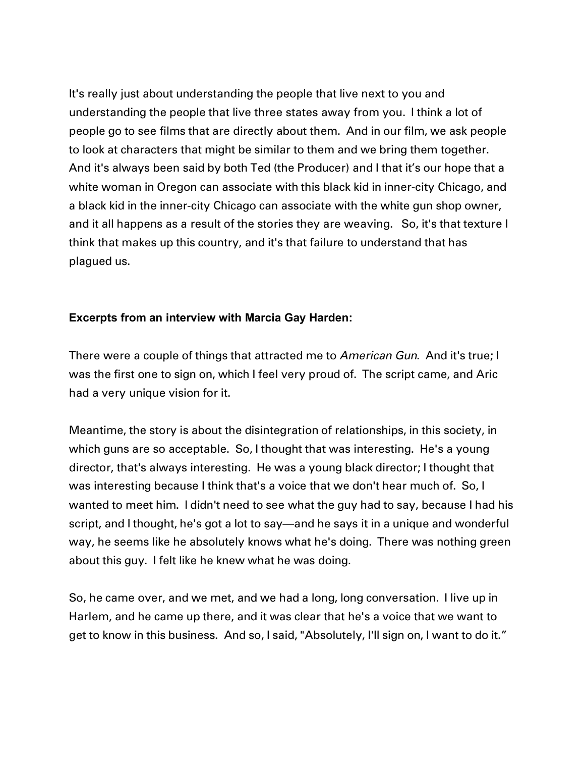It's really just about understanding the people that live next to you and understanding the people that live three states away from you. I think a lot of people go to see films that are directly about them. And in our film, we ask people to look at characters that might be similar to them and we bring them together. And it's always been said by both Ted (the Producer) and I that it's our hope that a white woman in Oregon can associate with this black kid in inner-city Chicago, and a black kid in the inner-city Chicago can associate with the white gun shop owner, and it all happens as a result of the stories they are weaving. So, it's that texture I think that makes up this country, and it's that failure to understand that has plagued us.

**Excerpts from an interview with Marcia Gay Harden:**

There were a couple of things that attracted me to *American Gun*. And it's true; I was the first one to sign on, which I feel very proud of. The script came, and Aric had a very unique vision for it.

Meantime, the story is about the disintegration of relationships, in this society, in which guns are so acceptable. So, I thought that was interesting. He's a young director, that's always interesting. He was a young black director; I thought that was interesting because I think that's a voice that we don't hear much of. So, I wanted to meet him. I didn't need to see what the guy had to say, because I had his script, and I thought, he's got a lot to say—and he says it in a unique and wonderful way, he seems like he absolutely knows what he's doing. There was nothing green about this guy. I felt like he knew what he was doing.

So, he came over, and we met, and we had a long, long conversation. I live up in Harlem, and he came up there, and it was clear that he's a voice that we want to get to know in this business. And so, I said, "Absolutely, I'll sign on, I want to do it."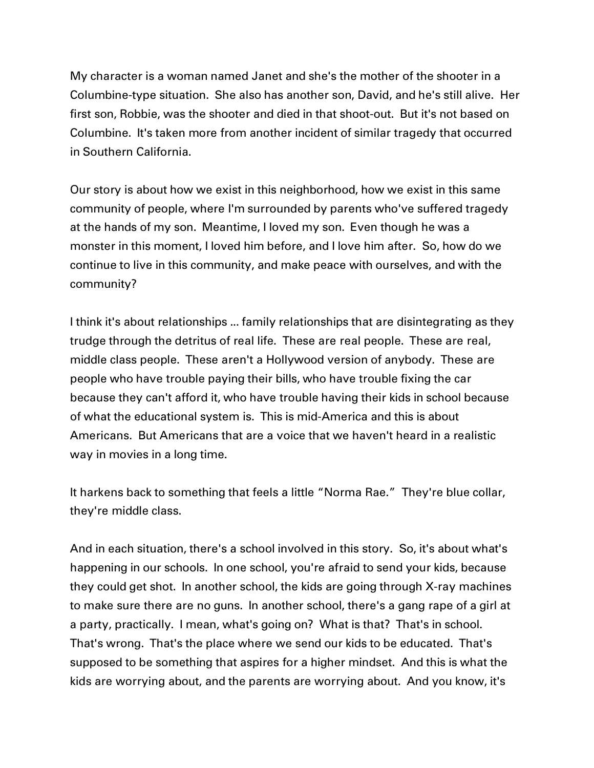My character is a woman named Janet and she's the mother of the shooter in a Columbine-type situation. She also has another son, David, and he's still alive. Her first son, Robbie, was the shooter and died in that shoot-out. But it's not based on Columbine. It's taken more from another incident of similar tragedy that occurred in Southern California.

Our story is about how we exist in this neighborhood, how we exist in this same community of people, where I'm surrounded by parents who've suffered tragedy at the hands of my son. Meantime, I loved my son. Even though he was a monster in this moment, I loved him before, and I love him after. So, how do we continue to live in this community, and make peace with ourselves, and with the community?

I think it's about relationships … family relationships that are disintegrating as they trudge through the detritus of real life. These are real people. These are real, middle class people. These aren't a Hollywood version of anybody. These are people who have trouble paying their bills, who have trouble fixing the car because they can't afford it, who have trouble having their kids in school because of what the educational system is. This is mid-America and this is about Americans. But Americans that are a voice that we haven't heard in a realistic way in movies in a long time.

It harkens back to something that feels a little "Norma Rae." They're blue collar, they're middle class.

And in each situation, there's a school involved in this story. So, it's about what's happening in our schools. In one school, you're afraid to send your kids, because they could get shot. In another school, the kids are going through X-ray machines to make sure there are no guns. In another school, there's a gang rape of a girl at a party, practically. I mean, what's going on? What is that? That's in school. That's wrong. That's the place where we send our kids to be educated. That's supposed to be something that aspires for a higher mindset. And this is what the kids are worrying about, and the parents are worrying about. And you know, it's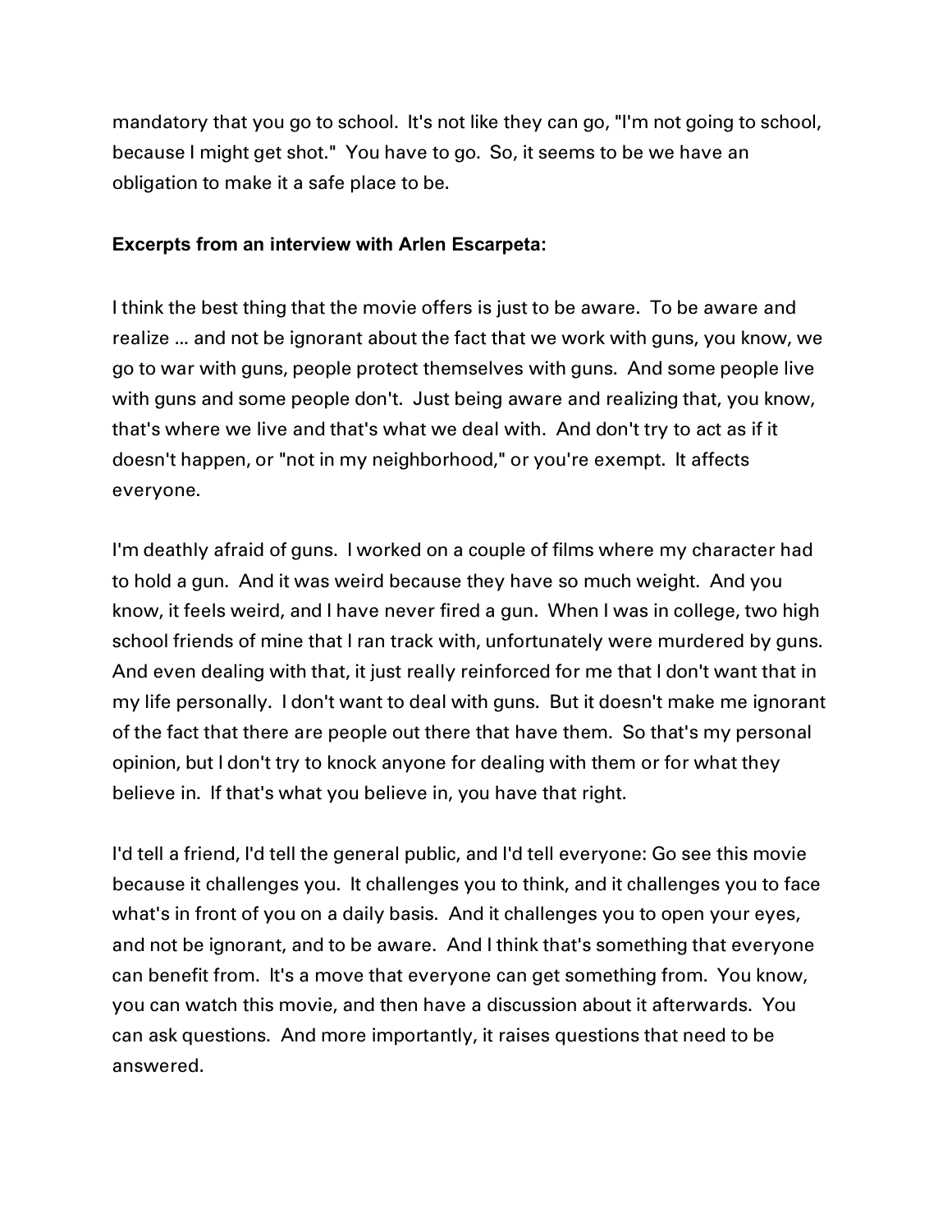mandatory that you go to school. It's not like they can go, "I'm not going to school, because I might get shot." You have to go. So, it seems to be we have an obligation to make it a safe place to be.

**Excerpts from an interview with Arlen Escarpeta:**

I think the best thing that the movie offers is just to be aware. To be aware and realize ... and not be ignorant about the fact that we work with guns, you know, we go to war with guns, people protect themselves with guns. And some people live with guns and some people don't. Just being aware and realizing that, you know, that's where we live and that's what we deal with. And don't try to act as if it doesn't happen, or "not in my neighborhood," or you're exempt. It affects everyone.

I'm deathly afraid of guns. I worked on a couple of films where my character had to hold a gun. And it was weird because they have so much weight. And you know, it feels weird, and I have never fired a gun. When I was in college, two high school friends of mine that I ran track with, unfortunately were murdered by guns. And even dealing with that, it just really reinforced for me that I don't want that in my life personally. I don't want to deal with guns. But it doesn't make me ignorant of the fact that there are people out there that have them. So that's my personal opinion, but I don't try to knock anyone for dealing with them or for what they believe in. If that's what you believe in, you have that right.

I'd tell a friend, I'd tell the general public, and I'd tell everyone: Go see this movie because it challenges you. It challenges you to think, and it challenges you to face what's in front of you on a daily basis. And it challenges you to open your eyes, and not be ignorant, and to be aware. And I think that's something that everyone can benefit from. It's a move that everyone can get something from. You know, you can watch this movie, and then have a discussion about it afterwards. You can ask questions. And more importantly, it raises questions that need to be answered.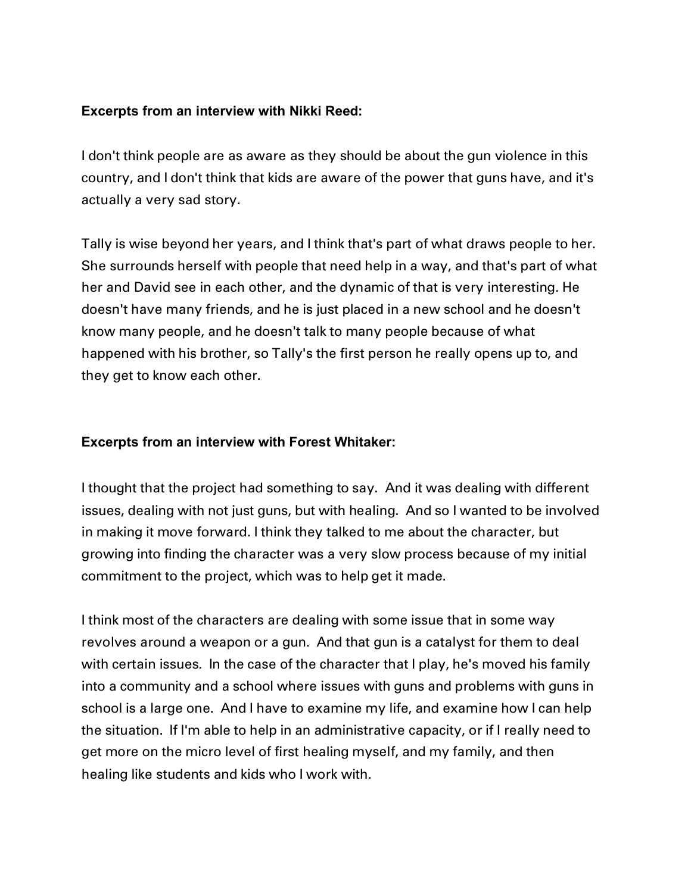**Excerpts from an interview with Nikki Reed:**

I don't think people are as aware as they should be about the gun violence in this country, and I don't think that kids are aware of the power that guns have, and it's actually a very sad story.

Tally is wise beyond her years, and I think that's part of what draws people to her. She surrounds herself with people that need help in a way, and that's part of what her and David see in each other, and the dynamic of that is very interesting. He doesn't have many friends, and he is just placed in a new school and he doesn't know many people, and he doesn't talk to many people because of what happened with his brother, so Tally's the first person he really opens up to, and they get to know each other.

**Excerpts from an interview with Forest Whitaker:**

I thought that the project had something to say. And it was dealing with different issues, dealing with not just guns, but with healing. And so I wanted to be involved in making it move forward. I think they talked to me about the character, but growing into finding the character was a very slow process because of my initial commitment to the project, which was to help get it made.

I think most of the characters are dealing with some issue that in some way revolves around a weapon or a gun. And that gun is a catalyst for them to deal with certain issues. In the case of the character that I play, he's moved his family into a community and a school where issues with guns and problems with guns in school is a large one. And I have to examine my life, and examine how I can help the situation. If I'm able to help in an administrative capacity, or if I really need to get more on the micro level of first healing myself, and my family, and then healing like students and kids who I work with.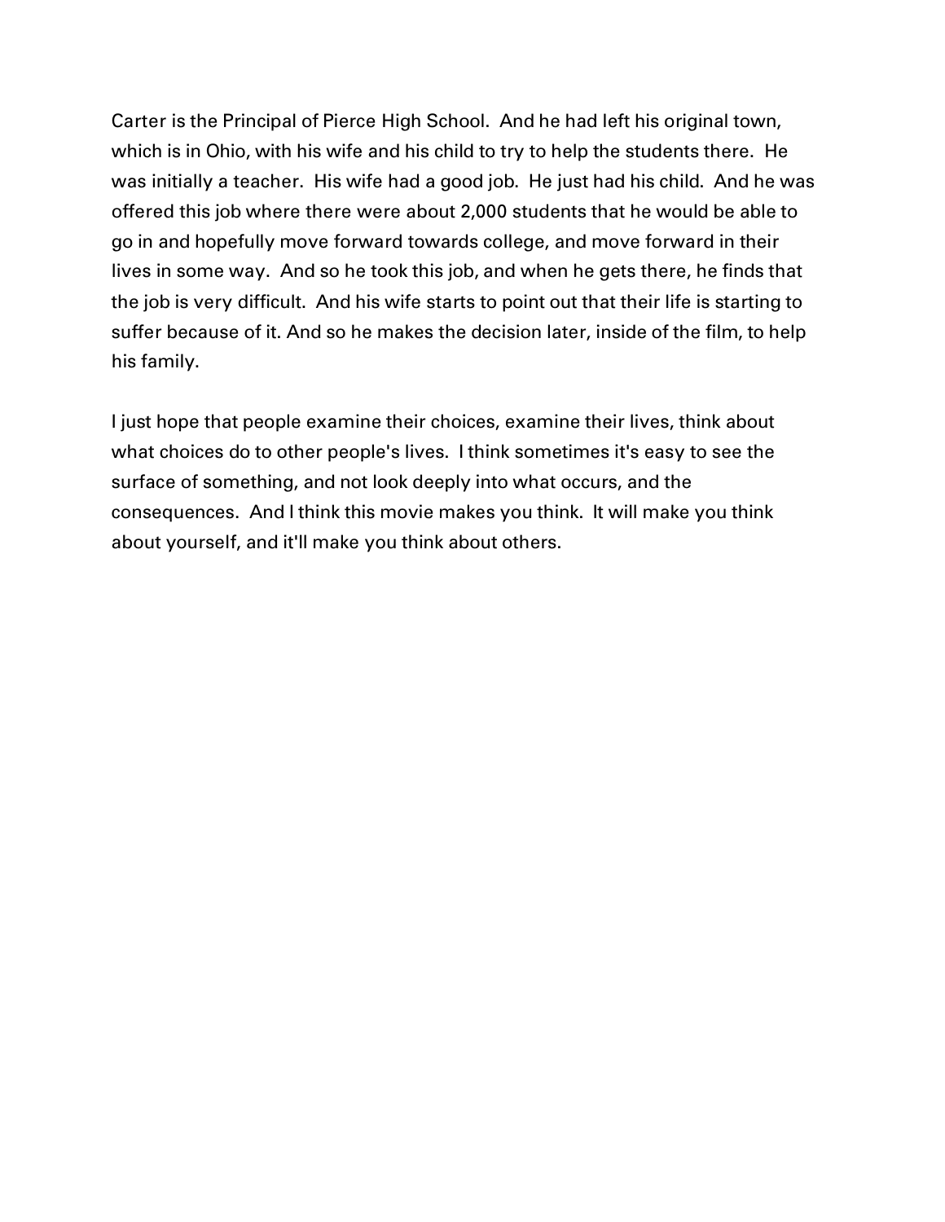Carter is the Principal of Pierce High School. And he had left his original town, which is in Ohio, with his wife and his child to try to help the students there. He was initially a teacher. His wife had a good job. He just had his child. And he was offered this job where there were about 2,000 students that he would be able to go in and hopefully move forward towards college, and move forward in their lives in some way. And so he took this job, and when he gets there, he finds that the job is very difficult. And his wife starts to point out that their life is starting to suffer because of it. And so he makes the decision later, inside of the film, to help his family.

I just hope that people examine their choices, examine their lives, think about what choices do to other people's lives. I think sometimes it's easy to see the surface of something, and not look deeply into what occurs, and the consequences. And I think this movie makes you think. It will make you think about yourself, and it'll make you think about others.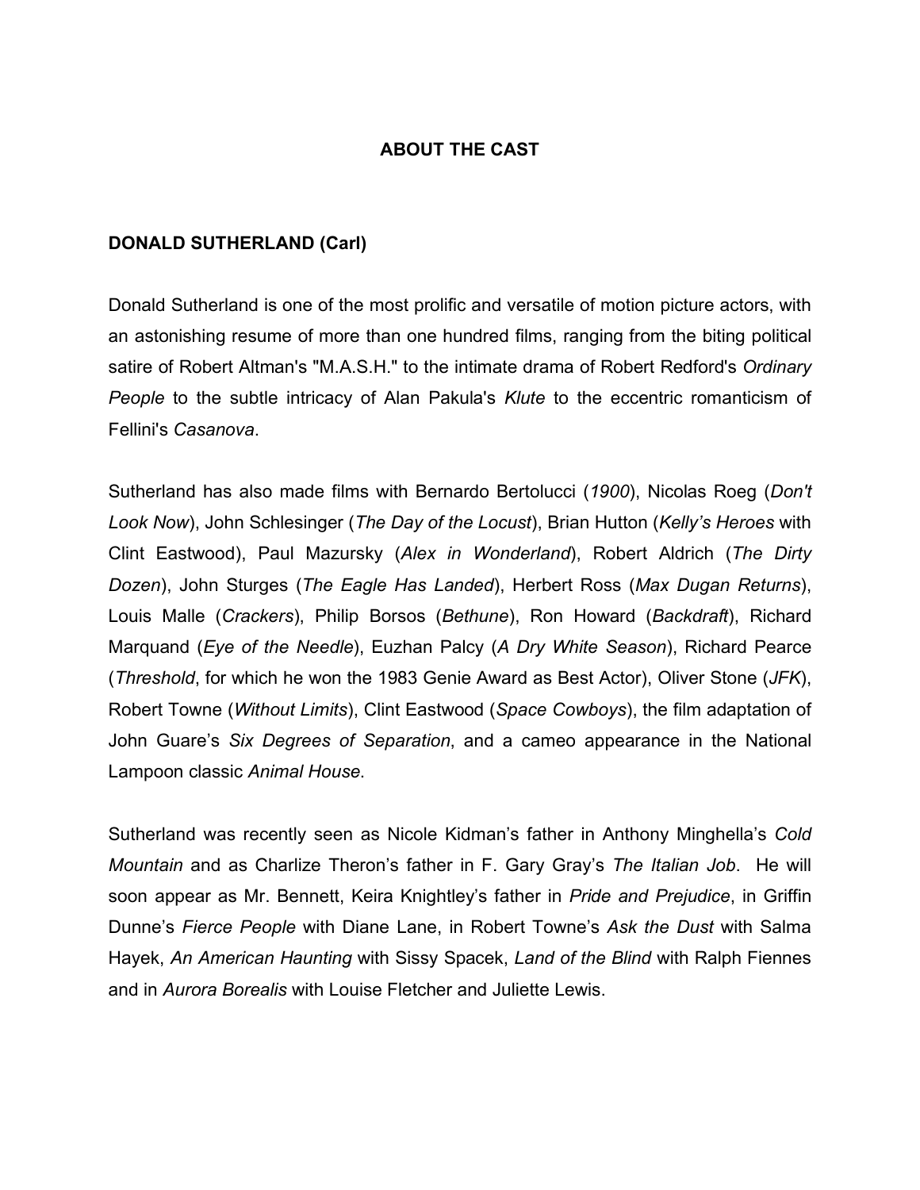## ABOUT THE CAST

### DONALD SUTHERLAND (Carl)

Donald Sutherland is one of the most prolific and versatile of motion picture actors, with an astonishing resume of more than one hundred films, ranging from the biting political satire of Robert Altman's "M.A.S.H." to the intimate drama of Robert Redford's *Ordinary People* to the subtle intricacy of Alan Pakula's *Klute* to the eccentric romanticism of Fellini's *Casanova*.

Sutherland has also made films with Bernardo Bertolucci (*1900*), Nicolas Roeg (*Don't Look Now*), John Schlesinger (*The Day of the Locust*), Brian Hutton (*Kelly's Heroes* with Clint Eastwood), Paul Mazursky (*Alex in Wonderland*), Robert Aldrich (*The Dirty Dozen*), John Sturges (*The Eagle Has Landed*), Herbert Ross (*Max Dugan Returns*), Louis Malle (*Crackers*), Philip Borsos (*Bethune*), Ron Howard (*Backdraft*), Richard Marquand (*Eye of the Needle*), Euzhan Palcy (*A Dry White Season*), Richard Pearce (*Threshold*, for which he won the 1983 Genie Award as Best Actor), Oliver Stone (*JFK*), Robert Towne (*Without Limits*), Clint Eastwood (*Space Cowboys*), the film adaptation of John Guare's *Six Degrees of Separation*, and a cameo appearance in the National Lampoon classic *Animal House*.

Sutherland was recently seen as Nicole Kidman's father in Anthony Minghella's *Cold Mountain* and as Charlize Theron's father in F. Gary Gray's *The Italian Job*. He will soon appear as Mr. Bennett, Keira Knightley's father in *Pride and Prejudice*, in Griffin Dunne's *Fierce People* with Diane Lane, in Robert Towne's *Ask the Dust* with Salma Hayek, *An American Haunting* with Sissy Spacek, *Land of the Blind* with Ralph Fiennes and in *Aurora Borealis* with Louise Fletcher and Juliette Lewis.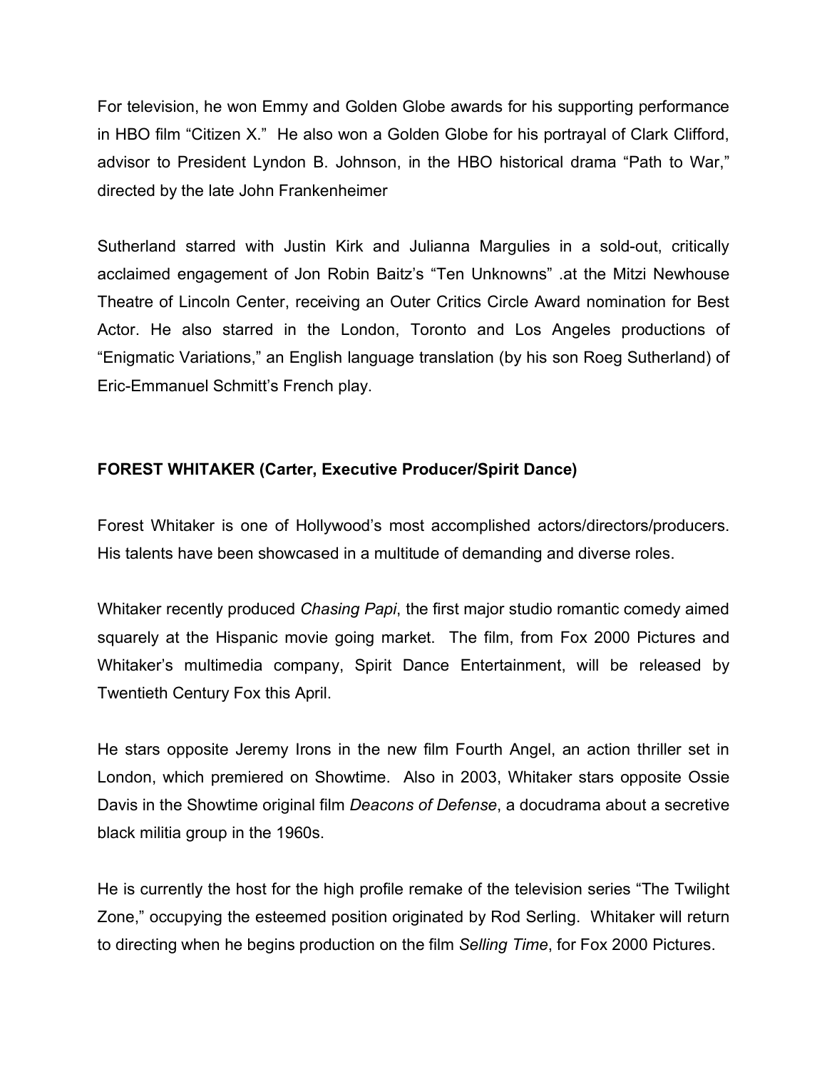For television, he won Emmy and Golden Globe awards for his supporting performance in HBO film "Citizen X." He also won a Golden Globe for his portrayal of Clark Clifford, advisor to President Lyndon B. Johnson, in the HBO historical drama "Path to War," directed by the late John Frankenheimer

Sutherland starred with Justin Kirk and Julianna Margulies in a sold-out, critically acclaimed engagement of Jon Robin Baitz's "Ten Unknowns" .at the Mitzi Newhouse Theatre of Lincoln Center, receiving an Outer Critics Circle Award nomination for Best Actor. He also starred in the London, Toronto and Los Angeles productions of "Enigmatic Variations," an English language translation (by his son Roeg Sutherland) of Eric-Emmanuel Schmitt's French play.

**FOREST WHITAKER (Carter, Executive Producer/Spirit Dance)**

Forest Whitaker is one of Hollywood's most accomplished actors/directors/producers. His talents have been showcased in a multitude of demanding and diverse roles.

Whitaker recently produced *Chasing Papi*, the first major studio romantic comedy aimed squarely at the Hispanic movie going market. The film, from Fox 2000 Pictures and Whitaker's multimedia company, Spirit Dance Entertainment, will be released by Twentieth Century Fox this April.

He stars opposite Jeremy Irons in the new film Fourth Angel, an action thriller set in London, which premiered on Showtime. Also in 2003, Whitaker stars opposite Ossie Davis in the Showtime original film *Deacons of Defense*, a docudrama about a secretive black militia group in the 1960s.

He is currently the host for the high profile remake of the television series "The Twilight Zone," occupying the esteemed position originated by Rod Serling. Whitaker will return to directing when he begins production on the film *Selling Time*, for Fox 2000 Pictures.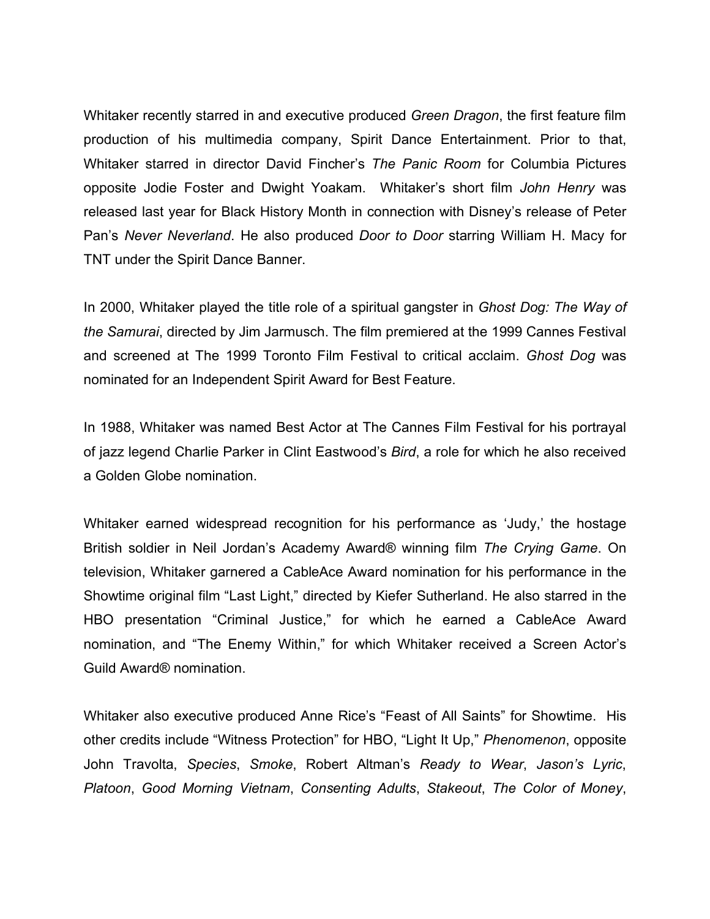Whitaker recently starred in and executive produced *Green Dragon*, the first feature film production of his multimedia company, Spirit Dance Entertainment. Prior to that, Whitaker starred in director David Fincher's *The Panic Room* for Columbia Pictures opposite Jodie Foster and Dwight Yoakam. Whitaker's short film *John Henry* was released last year for Black History Month in connection with Disney's release of Peter Pan's *Never Neverland*. He also produced *Door to Door* starring William H. Macy for TNT under the Spirit Dance Banner.

In 2000, Whitaker played the title role of a spiritual gangster in *Ghost Dog: The Way of the Samurai*, directed by Jim Jarmusch. The film premiered at the 1999 Cannes Festival and screened at The 1999 Toronto Film Festival to critical acclaim. *Ghost Dog* was nominated for an Independent Spirit Award for Best Feature.

In 1988, Whitaker was named Best Actor at The Cannes Film Festival for his portrayal of jazz legend Charlie Parker in Clint Eastwood's *Bird*, a role for which he also received a Golden Globe nomination.

Whitaker earned widespread recognition for his performance as 'Judy,' the hostage British soldier in Neil Jordan's Academy Award® winning film *The Crying Game*. On television, Whitaker garnered a CableAce Award nomination for his performance in the Showtime original film "Last Light," directed by Kiefer Sutherland. He also starred in the HBO presentation "Criminal Justice," for which he earned a CableAce Award nomination, and "The Enemy Within," for which Whitaker received a Screen Actor's Guild Award® nomination.

Whitaker also executive produced Anne Rice's "Feast of All Saints" for Showtime. His other credits include "Witness Protection" for HBO, "Light It Up," *Phenomenon*, opposite John Travolta, *Species*, *Smoke*, Robert Altman's *Ready to Wear*, *Jason's Lyric*, *Platoon*, *Good Morning Vietnam*, *Consenting Adults*, *Stakeout*, *The Color of Money*,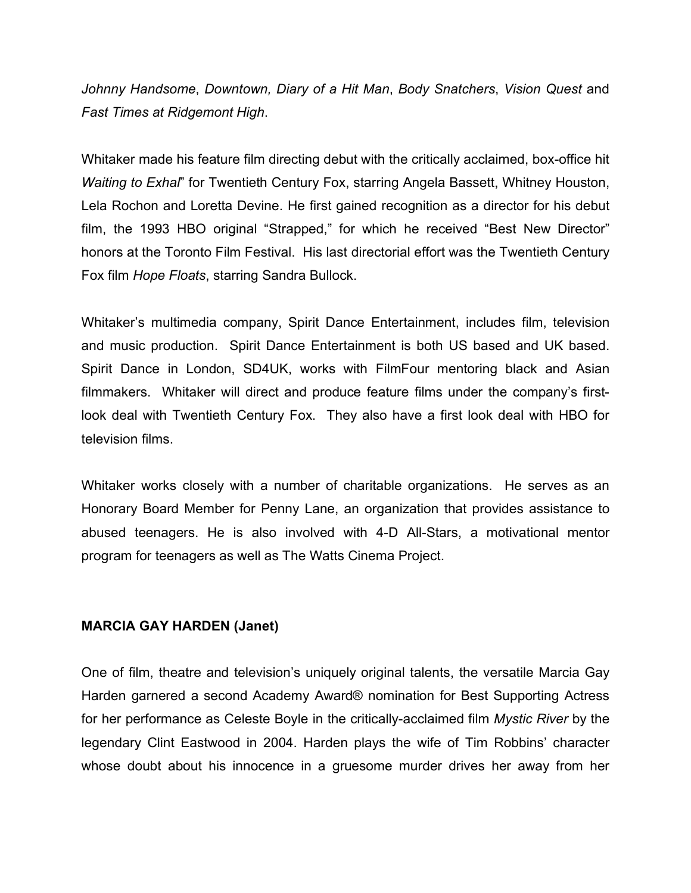*Johnny Handsome*, *Downtown, Diary of a Hit Man*, *Body Snatchers*, *Vision Quest* and *Fast Times at Ridgemont High*.

Whitaker made his feature film directing debut with the critically acclaimed, box-office hit *Waiting to Exhal*" for Twentieth Century Fox, starring Angela Bassett, Whitney Houston, Lela Rochon and Loretta Devine. He first gained recognition as a director for his debut film, the 1993 HBO original "Strapped," for which he received "Best New Director" honors at the Toronto Film Festival. His last directorial effort was the Twentieth Century Fox film *Hope Floats*, starring Sandra Bullock.

Whitaker's multimedia company, Spirit Dance Entertainment, includes film, television and music production. Spirit Dance Entertainment is both US based and UK based. Spirit Dance in London, SD4UK, works with FilmFour mentoring black and Asian filmmakers. Whitaker will direct and produce feature films under the company's first-look deal with Twentieth Century Fox. They also have a first look deal with HBO for television films.

Whitaker works closely with a number of charitable organizations. He serves as an Honorary Board Member for Penny Lane, an organization that provides assistance to abused teenagers. He is also involved with 4-D All-Stars, a motivational mentor program for teenagers as well as The Watts Cinema Project.

**MARCIA GAY HARDEN (Janet)**

One of film, theatre and television's uniquely original talents, the versatile Marcia Gay Harden garnered a second Academy Award® nomination for Best Supporting Actress for her performance as Celeste Boyle in the critically-acclaimed film *Mystic River* by the legendary Clint Eastwood in 2004. Harden plays the wife of Tim Robbins' character whose doubt about his innocence in a gruesome murder drives her away from her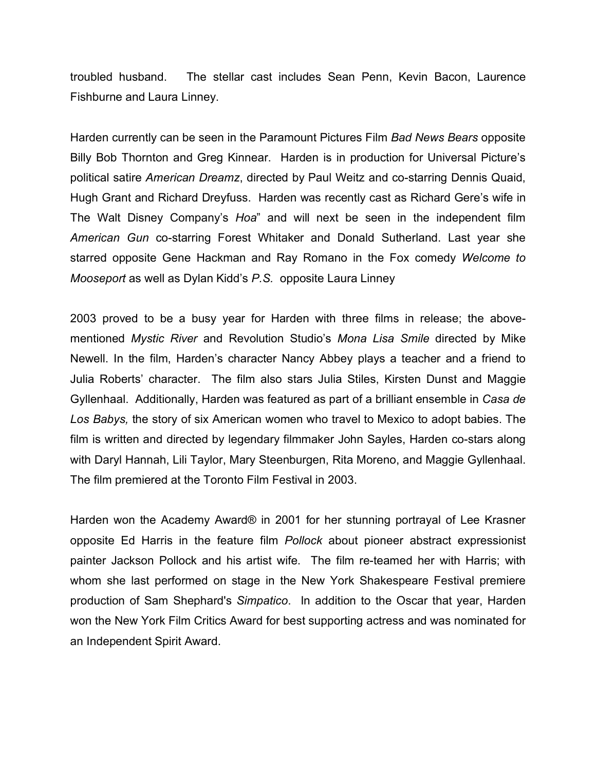troubled husband. The stellar cast includes Sean Penn, Kevin Bacon, Laurence Fishburne and Laura Linney.

Harden currently can be seen in the Paramount Pictures Film *Bad News Bears* opposite Billy Bob Thornton and Greg Kinnear. Harden is in production for Universal Picture's political satire *American Dreamz*, directed by Paul Weitz and co-starring Dennis Quaid, Hugh Grant and Richard Dreyfuss. Harden was recently cast as Richard Gere's wife in The Walt Disney Company's *Hoa*" and will next be seen in the independent film *American Gun* co-starring Forest Whitaker and Donald Sutherland. Last year she starred opposite Gene Hackman and Ray Romano in the Fox comedy *Welcome to Mooseport* as well as Dylan Kidd's *P.S.* opposite Laura Linney

2003 proved to be a busy year for Harden with three films in release; the above-mentioned *Mystic River* and Revolution Studio's *Mona Lisa Smile* directed by Mike Newell. In the film, Harden's character Nancy Abbey plays a teacher and a friend to Julia Roberts' character. The film also stars Julia Stiles, Kirsten Dunst and Maggie Gyllenhaal. Additionally, Harden was featured as part of a brilliant ensemble in *Casa de Los Babys,* the story of six American women who travel to Mexico to adopt babies. The film is written and directed by legendary filmmaker John Sayles, Harden co-stars along with Daryl Hannah, Lili Taylor, Mary Steenburgen, Rita Moreno, and Maggie Gyllenhaal. The film premiered at the Toronto Film Festival in 2003.

Harden won the Academy Award® in 2001 for her stunning portrayal of Lee Krasner opposite Ed Harris in the feature film *Pollock* about pioneer abstract expressionist painter Jackson Pollock and his artist wife. The film re-teamed her with Harris; with whom she last performed on stage in the New York Shakespeare Festival premiere production of Sam Shephard's *Simpatico*. In addition to the Oscar that year, Harden won the New York Film Critics Award for best supporting actress and was nominated for an Independent Spirit Award.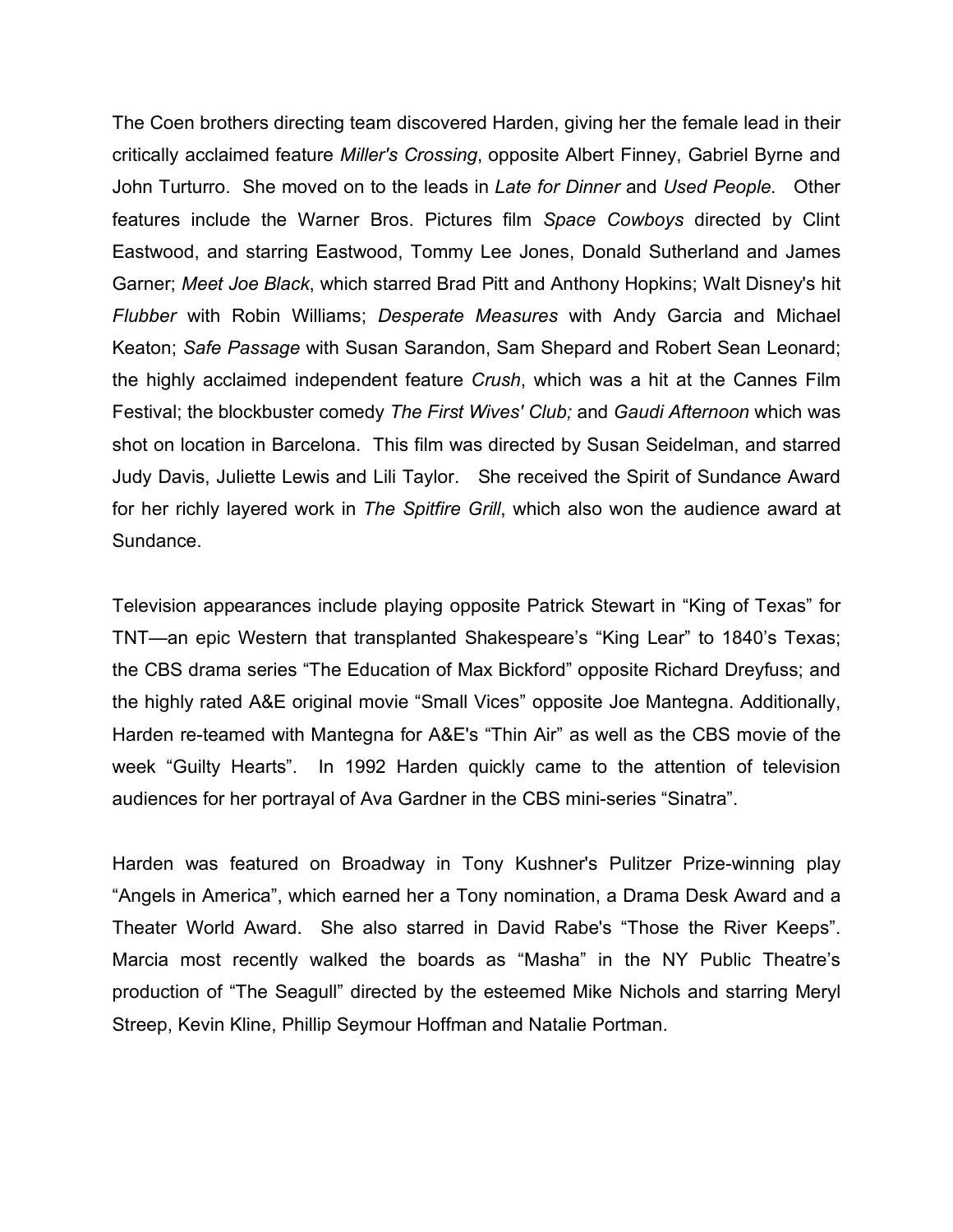The Coen brothers directing team discovered Harden, giving her the female lead in their critically acclaimed feature *Miller's Crossing*, opposite Albert Finney, Gabriel Byrne and John Turturro. She moved on to the leads in *Late for Dinner* and *Used People*. Other features include the Warner Bros. Pictures film *Space Cowboys* directed by Clint Eastwood, and starring Eastwood, Tommy Lee Jones, Donald Sutherland and James Garner; *Meet Joe Black*, which starred Brad Pitt and Anthony Hopkins; Walt Disney's hit *Flubber* with Robin Williams; *Desperate Measures* with Andy Garcia and Michael Keaton; *Safe Passage* with Susan Sarandon, Sam Shepard and Robert Sean Leonard; the highly acclaimed independent feature *Crush*, which was a hit at the Cannes Film Festival; the blockbuster comedy *The First Wives' Club;* and *Gaudi Afternoon* which was shot on location in Barcelona. This film was directed by Susan Seidelman, and starred Judy Davis, Juliette Lewis and Lili Taylor. She received the Spirit of Sundance Award for her richly layered work in *The Spitfire Grill*, which also won the audience award at Sundance.

Television appearances include playing opposite Patrick Stewart in "King of Texas" for TNT—an epic Western that transplanted Shakespeare's "King Lear" to 1840's Texas; the CBS drama series "The Education of Max Bickford" opposite Richard Dreyfuss; and the highly rated A&E original movie "Small Vices" opposite Joe Mantegna. Additionally, Harden re-teamed with Mantegna for A&E's "Thin Air" as well as the CBS movie of the week "Guilty Hearts". In 1992 Harden quickly came to the attention of television audiences for her portrayal of Ava Gardner in the CBS mini-series "Sinatra".

Harden was featured on Broadway in Tony Kushner's Pulitzer Prize-winning play "Angels in America", which earned her a Tony nomination, a Drama Desk Award and a Theater World Award. She also starred in David Rabe's "Those the River Keeps". Marcia most recently walked the boards as "Masha" in the NY Public Theatre's production of "The Seagull" directed by the esteemed Mike Nichols and starring Meryl Streep, Kevin Kline, Phillip Seymour Hoffman and Natalie Portman.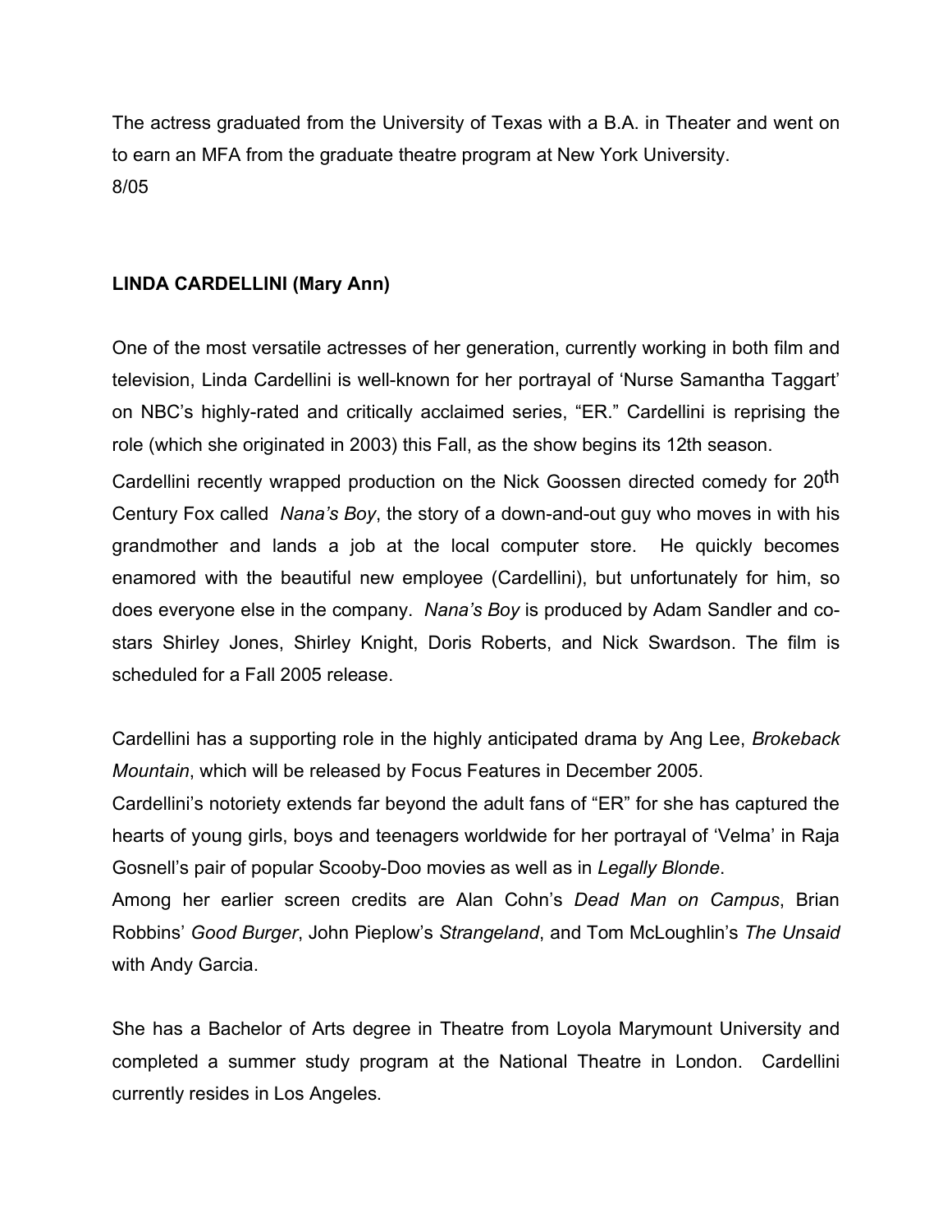The actress graduated from the University of Texas with a B.A. in Theater and went on to earn an MFA from the graduate theatre program at New York University.
8/05

**LINDA CARDELLINI (Mary Ann)**

One of the most versatile actresses of her generation, currently working in both film and television, Linda Cardellini is well-known for her portrayal of 'Nurse Samantha Taggart' on NBC's highly-rated and critically acclaimed series, "ER." Cardellini is reprising the role (which she originated in 2003) this Fall, as the show begins its 12th season.

Cardellini recently wrapped production on the Nick Goossen directed comedy for 20th Century Fox called *Nana's Boy*, the story of a down-and-out guy who moves in with his grandmother and lands a job at the local computer store. He quickly becomes enamored with the beautiful new employee (Cardellini), but unfortunately for him, so does everyone else in the company. *Nana's Boy* is produced by Adam Sandler and co-stars Shirley Jones, Shirley Knight, Doris Roberts, and Nick Swardson. The film is scheduled for a Fall 2005 release.

Cardellini has a supporting role in the highly anticipated drama by Ang Lee, *Brokeback Mountain*, which will be released by Focus Features in December 2005.

Cardellini's notoriety extends far beyond the adult fans of "ER" for she has captured the hearts of young girls, boys and teenagers worldwide for her portrayal of 'Velma' in Raja Gosnell's pair of popular Scooby-Doo movies as well as in *Legally Blonde*.

Among her earlier screen credits are Alan Cohn's *Dead Man on Campus*, Brian Robbins' *Good Burger*, John Pieplow's *Strangeland*, and Tom McLoughlin's *The Unsaid* with Andy Garcia.

She has a Bachelor of Arts degree in Theatre from Loyola Marymount University and completed a summer study program at the National Theatre in London. Cardellini currently resides in Los Angeles.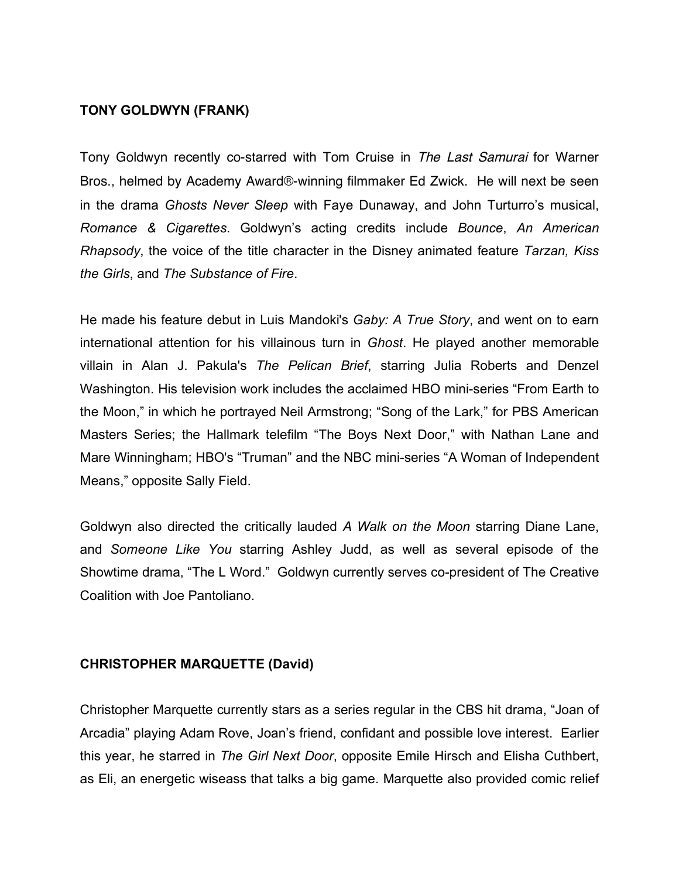**TONY GOLDWYN (FRANK)**

Tony Goldwyn recently co-starred with Tom Cruise in *The Last Samurai* for Warner Bros., helmed by Academy Award®-winning filmmaker Ed Zwick. He will next be seen in the drama *Ghosts Never Sleep* with Faye Dunaway, and John Turturro's musical, *Romance & Cigarettes*. Goldwyn's acting credits include *Bounce*, *An American Rhapsody*, the voice of the title character in the Disney animated feature *Tarzan, Kiss the Girls*, and *The Substance of Fire*.

He made his feature debut in Luis Mandoki's *Gaby: A True Story*, and went on to earn international attention for his villainous turn in *Ghost*. He played another memorable villain in Alan J. Pakula's *The Pelican Brief*, starring Julia Roberts and Denzel Washington. His television work includes the acclaimed HBO mini-series "From Earth to the Moon," in which he portrayed Neil Armstrong; "Song of the Lark," for PBS American Masters Series; the Hallmark telefilm "The Boys Next Door," with Nathan Lane and Mare Winningham; HBO's "Truman" and the NBC mini-series "A Woman of Independent Means," opposite Sally Field.

Goldwyn also directed the critically lauded *A Walk on the Moon* starring Diane Lane, and *Someone Like You* starring Ashley Judd, as well as several episode of the Showtime drama, "The L Word." Goldwyn currently serves co-president of The Creative Coalition with Joe Pantoliano.

**CHRISTOPHER MARQUETTE (David)**

Christopher Marquette currently stars as a series regular in the CBS hit drama, "Joan of Arcadia" playing Adam Rove, Joan's friend, confidant and possible love interest. Earlier this year, he starred in *The Girl Next Door*, opposite Emile Hirsch and Elisha Cuthbert, as Eli, an energetic wiseass that talks a big game. Marquette also provided comic relief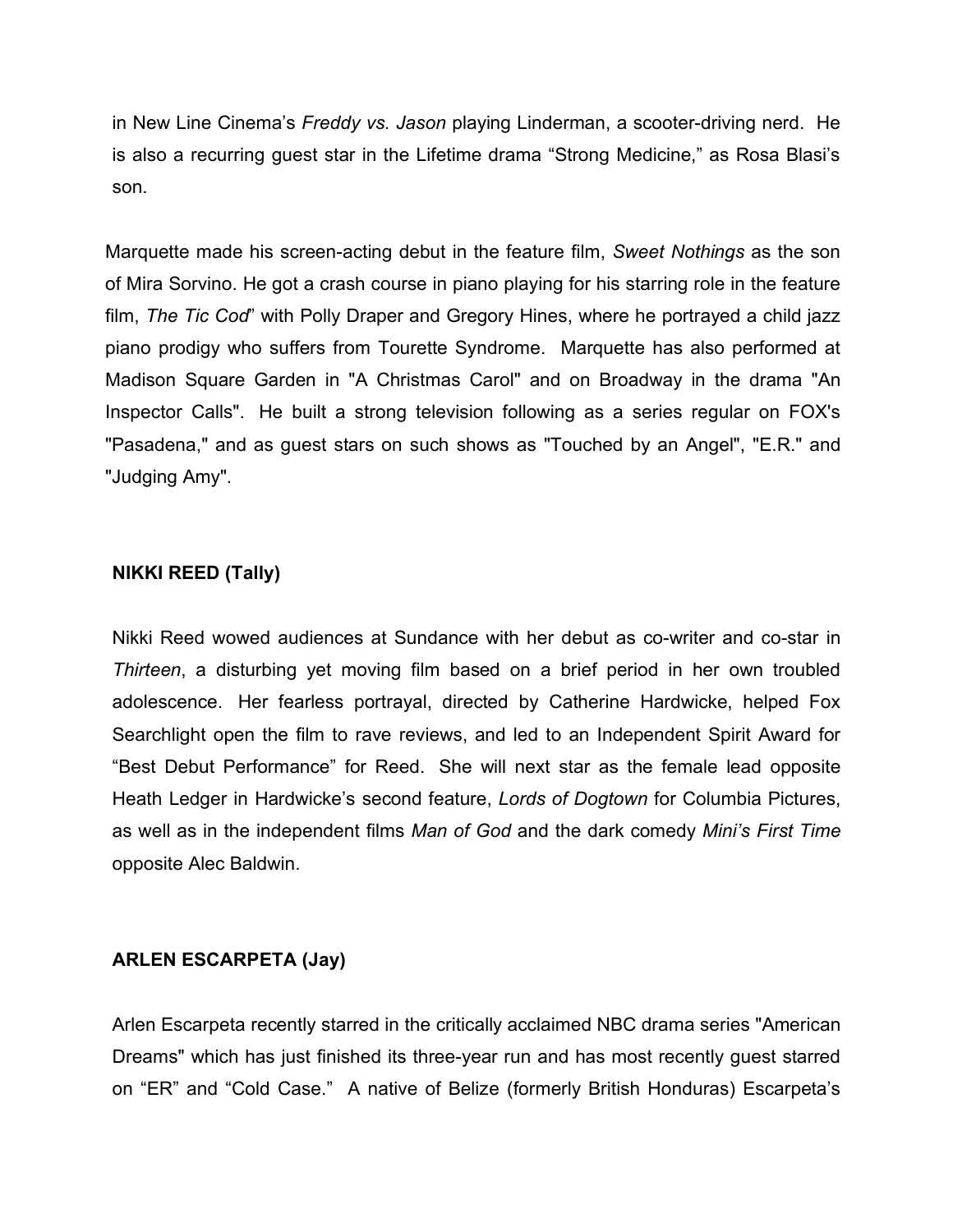in New Line Cinema's *Freddy vs. Jason* playing Linderman, a scooter-driving nerd. He is also a recurring guest star in the Lifetime drama "Strong Medicine," as Rosa Blasi's son.

Marquette made his screen-acting debut in the feature film, *Sweet Nothings* as the son of Mira Sorvino. He got a crash course in piano playing for his starring role in the feature film, *The Tic Cod*" with Polly Draper and Gregory Hines, where he portrayed a child jazz piano prodigy who suffers from Tourette Syndrome. Marquette has also performed at Madison Square Garden in "A Christmas Carol" and on Broadway in the drama "An Inspector Calls". He built a strong television following as a series regular on FOX's "Pasadena," and as guest stars on such shows as "Touched by an Angel", "E.R." and "Judging Amy".

**NIKKI REED (Tally)**

Nikki Reed wowed audiences at Sundance with her debut as co-writer and co-star in *Thirteen*, a disturbing yet moving film based on a brief period in her own troubled adolescence. Her fearless portrayal, directed by Catherine Hardwicke, helped Fox Searchlight open the film to rave reviews, and led to an Independent Spirit Award for "Best Debut Performance" for Reed. She will next star as the female lead opposite Heath Ledger in Hardwicke's second feature, *Lords of Dogtown* for Columbia Pictures, as well as in the independent films *Man of God* and the dark comedy *Mini's First Time* opposite Alec Baldwin.

**ARLEN ESCARPETA (Jay)**

Arlen Escarpeta recently starred in the critically acclaimed NBC drama series "American Dreams" which has just finished its three-year run and has most recently guest starred on "ER" and "Cold Case." A native of Belize (formerly British Honduras) Escarpeta's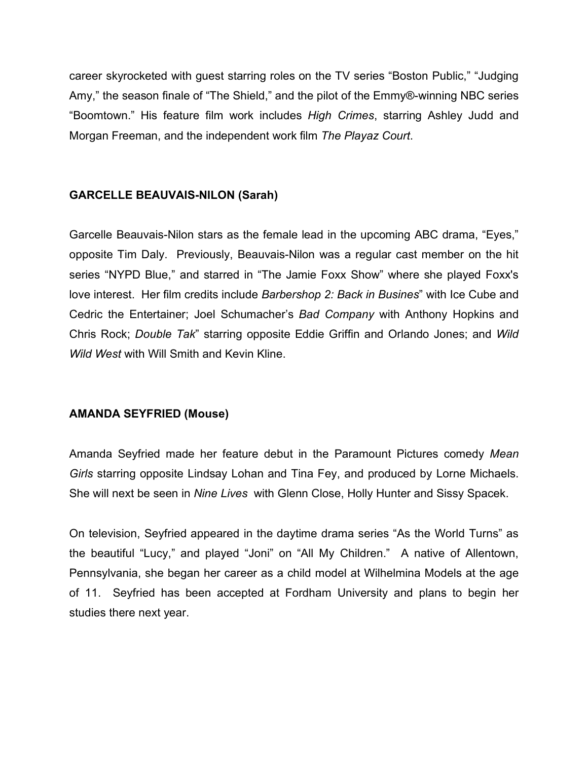career skyrocketed with guest starring roles on the TV series "Boston Public," "Judging Amy," the season finale of "The Shield," and the pilot of the Emmy®-winning NBC series "Boomtown." His feature film work includes *High Crimes*, starring Ashley Judd and Morgan Freeman, and the independent work film *The Playaz Court*.

**GARCELLE BEAUVAIS-NILON (Sarah)**

Garcelle Beauvais-Nilon stars as the female lead in the upcoming ABC drama, "Eyes," opposite Tim Daly. Previously, Beauvais-Nilon was a regular cast member on the hit series "NYPD Blue," and starred in "The Jamie Foxx Show" where she played Foxx's love interest. Her film credits include *Barbershop 2: Back in Busines*" with Ice Cube and Cedric the Entertainer; Joel Schumacher's *Bad Company* with Anthony Hopkins and Chris Rock; *Double Tak*" starring opposite Eddie Griffin and Orlando Jones; and *Wild Wild West* with Will Smith and Kevin Kline.

**AMANDA SEYFRIED (Mouse)**

Amanda Seyfried made her feature debut in the Paramount Pictures comedy *Mean Girls* starring opposite Lindsay Lohan and Tina Fey, and produced by Lorne Michaels. She will next be seen in *Nine Lives* with Glenn Close, Holly Hunter and Sissy Spacek.

On television, Seyfried appeared in the daytime drama series "As the World Turns" as the beautiful "Lucy," and played "Joni" on "All My Children." A native of Allentown, Pennsylvania, she began her career as a child model at Wilhelmina Models at the age of 11. Seyfried has been accepted at Fordham University and plans to begin her studies there next year.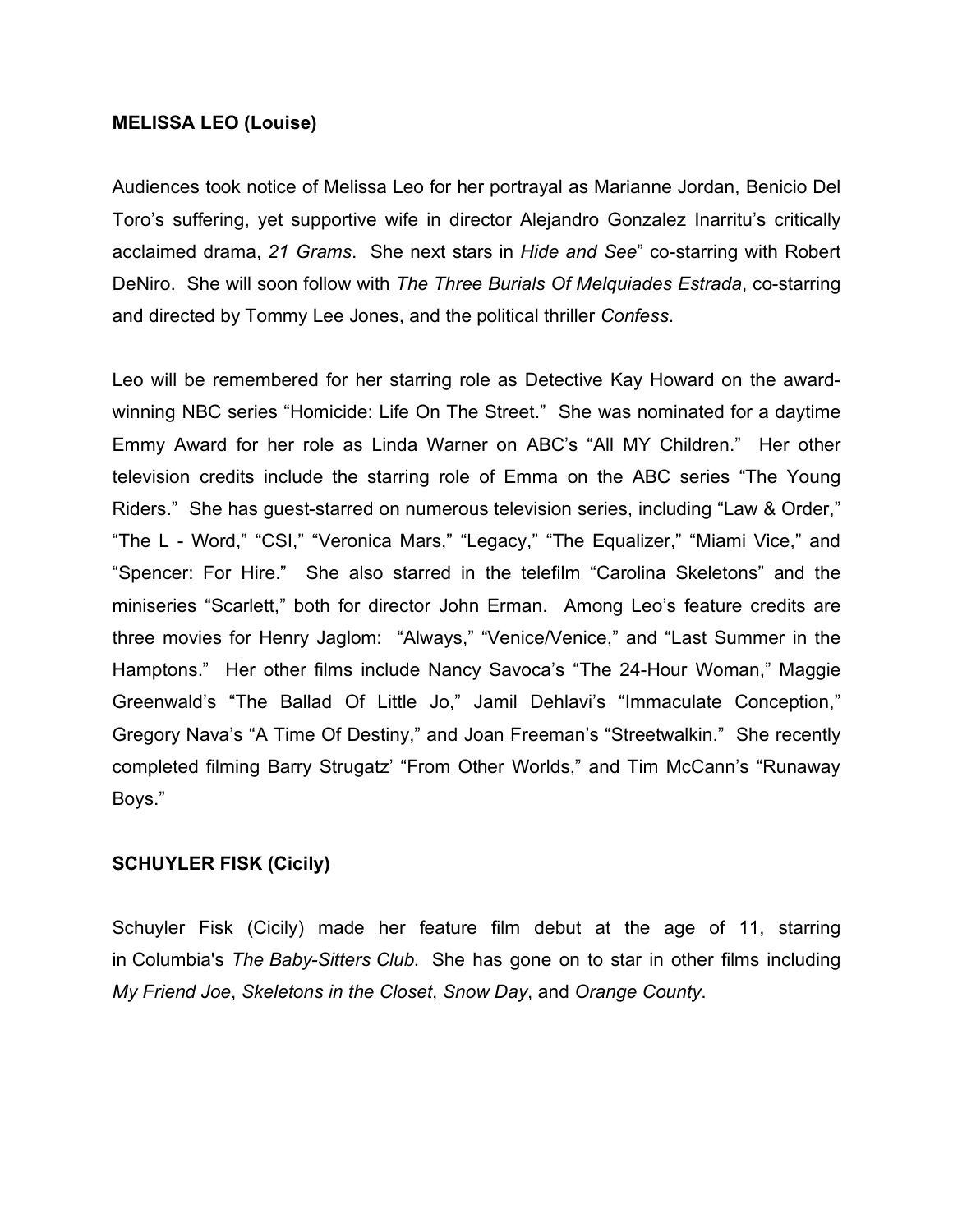**MELISSA LEO (Louise)**

Audiences took notice of Melissa Leo for her portrayal as Marianne Jordan, Benicio Del Toro's suffering, yet supportive wife in director Alejandro Gonzalez Inarritu's critically acclaimed drama, *21 Grams*. She next stars in *Hide and See*" co-starring with Robert DeNiro. She will soon follow with *The Three Burials Of Melquiades Estrada*, co-starring and directed by Tommy Lee Jones, and the political thriller *Confess*.

Leo will be remembered for her starring role as Detective Kay Howard on the award-winning NBC series "Homicide: Life On The Street." She was nominated for a daytime Emmy Award for her role as Linda Warner on ABC's "All MY Children." Her other television credits include the starring role of Emma on the ABC series "The Young Riders." She has guest-starred on numerous television series, including "Law & Order," "The L - Word," "CSI," "Veronica Mars," "Legacy," "The Equalizer," "Miami Vice," and "Spencer: For Hire." She also starred in the telefilm "Carolina Skeletons" and the miniseries "Scarlett," both for director John Erman. Among Leo's feature credits are three movies for Henry Jaglom: "Always," "Venice/Venice," and "Last Summer in the Hamptons." Her other films include Nancy Savoca's "The 24-Hour Woman," Maggie Greenwald's "The Ballad Of Little Jo," Jamil Dehlavi's "Immaculate Conception," Gregory Nava's "A Time Of Destiny," and Joan Freeman's "Streetwalkin." She recently completed filming Barry Strugatz' "From Other Worlds," and Tim McCann's "Runaway Boys."

**SCHUYLER FISK (Cicily)**

Schuyler Fisk (Cicily) made her feature film debut at the age of 11, starring in Columbia's *The Baby-Sitters Club*. She has gone on to star in other films including *My Friend Joe*, *Skeletons in the Closet*, *Snow Day*, and *Orange County*.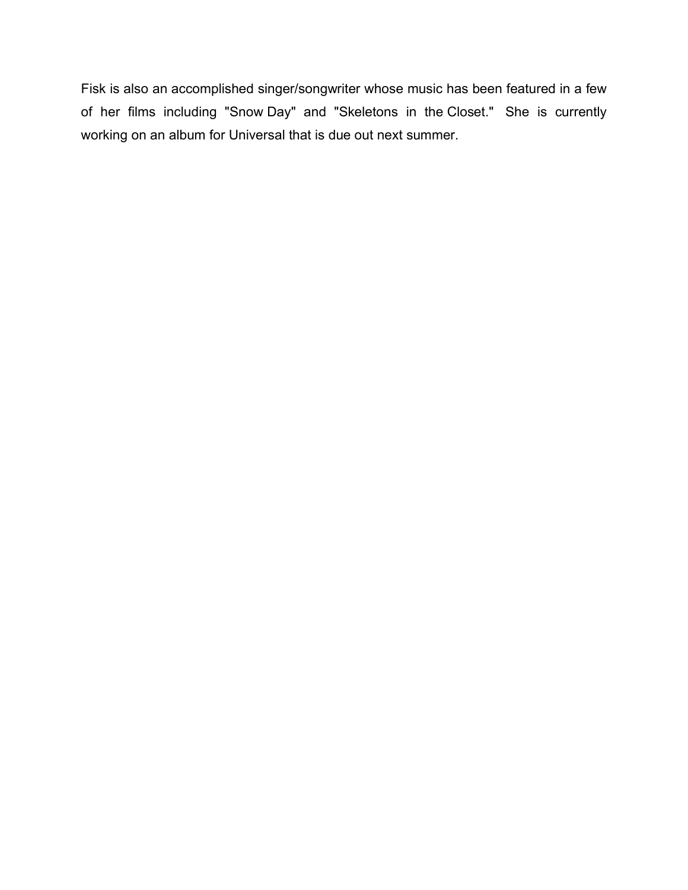Fisk is also an accomplished singer/songwriter whose music has been featured in a few of her films including "Snow Day" and "Skeletons in the Closet." She is currently working on an album for Universal that is due out next summer.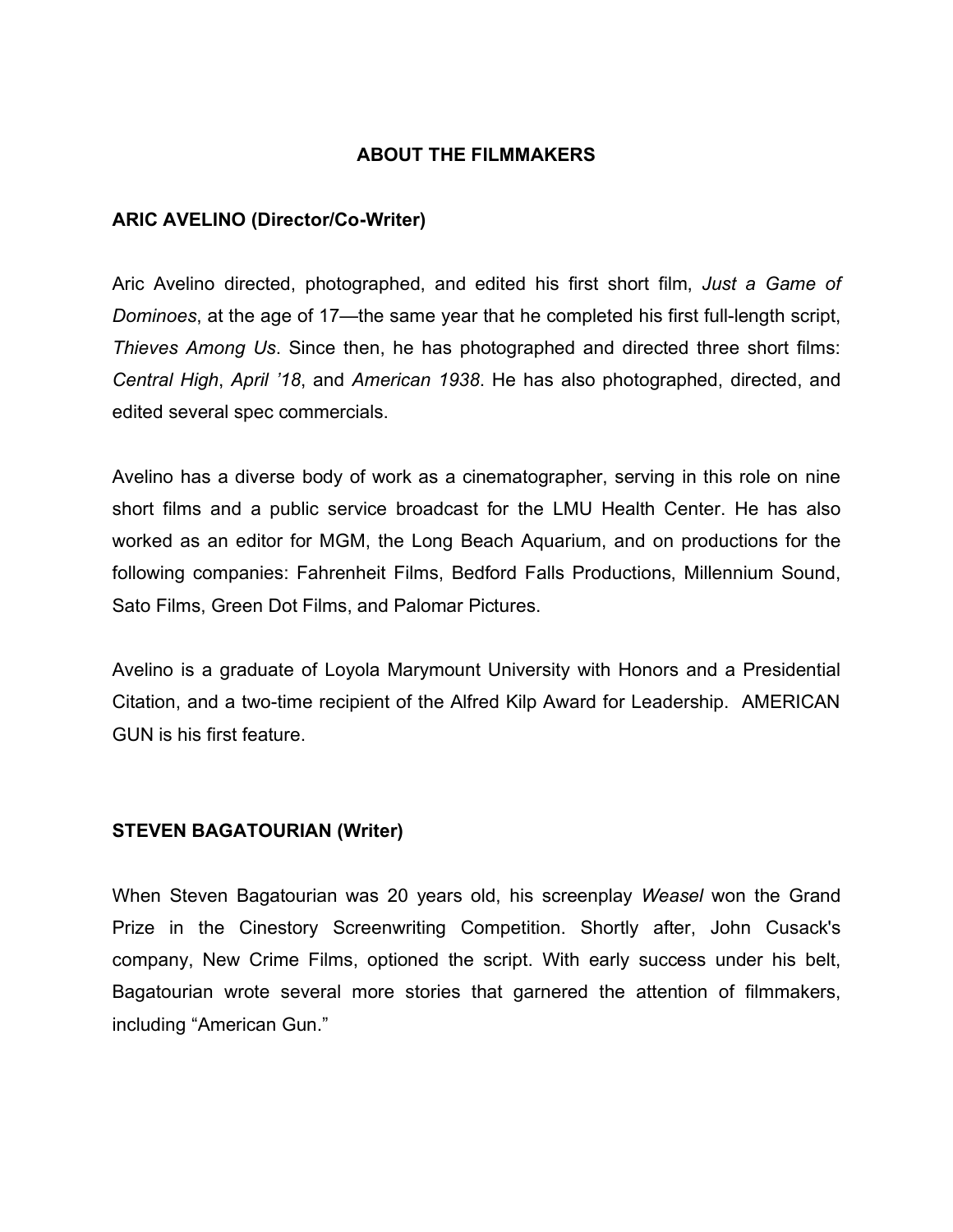## ABOUT THE FILMMAKERS

### ARIC AVELINO (Director/Co-Writer)

Aric Avelino directed, photographed, and edited his first short film, *Just a Game of Dominoes*, at the age of 17—the same year that he completed his first full-length script, *Thieves Among Us*. Since then, he has photographed and directed three short films: *Central High*, *April '18*, and *American 1938*. He has also photographed, directed, and edited several spec commercials.

Avelino has a diverse body of work as a cinematographer, serving in this role on nine short films and a public service broadcast for the LMU Health Center. He has also worked as an editor for MGM, the Long Beach Aquarium, and on productions for the following companies: Fahrenheit Films, Bedford Falls Productions, Millennium Sound, Sato Films, Green Dot Films, and Palomar Pictures.

Avelino is a graduate of Loyola Marymount University with Honors and a Presidential Citation, and a two-time recipient of the Alfred Kilp Award for Leadership. AMERICAN GUN is his first feature.

### STEVEN BAGATOURIAN (Writer)

When Steven Bagatourian was 20 years old, his screenplay *Weasel* won the Grand Prize in the Cinestory Screenwriting Competition. Shortly after, John Cusack's company, New Crime Films, optioned the script. With early success under his belt, Bagatourian wrote several more stories that garnered the attention of filmmakers, including "American Gun."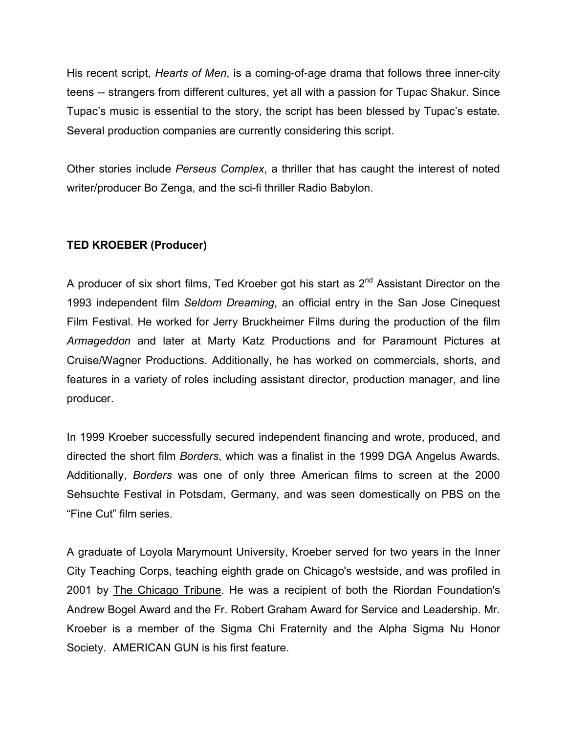His recent script*, Hearts of Men*, is a coming-of-age drama that follows three inner-city teens -- strangers from different cultures, yet all with a passion for Tupac Shakur. Since Tupac's music is essential to the story, the script has been blessed by Tupac's estate. Several production companies are currently considering this script.

Other stories include *Perseus Complex*, a thriller that has caught the interest of noted writer/producer Bo Zenga, and the sci-fi thriller Radio Babylon.

**TED KROEBER (Producer)**

A producer of six short films, Ted Kroeber got his start as 2nd Assistant Director on the 1993 independent film *Seldom Dreaming*, an official entry in the San Jose Cinequest Film Festival. He worked for Jerry Bruckheimer Films during the production of the film *Armageddon* and later at Marty Katz Productions and for Paramount Pictures at Cruise/Wagner Productions. Additionally, he has worked on commercials, shorts, and features in a variety of roles including assistant director, production manager, and line producer.

In 1999 Kroeber successfully secured independent financing and wrote, produced, and directed the short film *Borders*, which was a finalist in the 1999 DGA Angelus Awards. Additionally, *Borders* was one of only three American films to screen at the 2000 Sehsuchte Festival in Potsdam, Germany, and was seen domestically on PBS on the "Fine Cut" film series.

A graduate of Loyola Marymount University, Kroeber served for two years in the Inner City Teaching Corps, teaching eighth grade on Chicago's westside, and was profiled in 2001 by The Chicago Tribune. He was a recipient of both the Riordan Foundation's Andrew Bogel Award and the Fr. Robert Graham Award for Service and Leadership. Mr. Kroeber is a member of the Sigma Chi Fraternity and the Alpha Sigma Nu Honor Society. AMERICAN GUN is his first feature.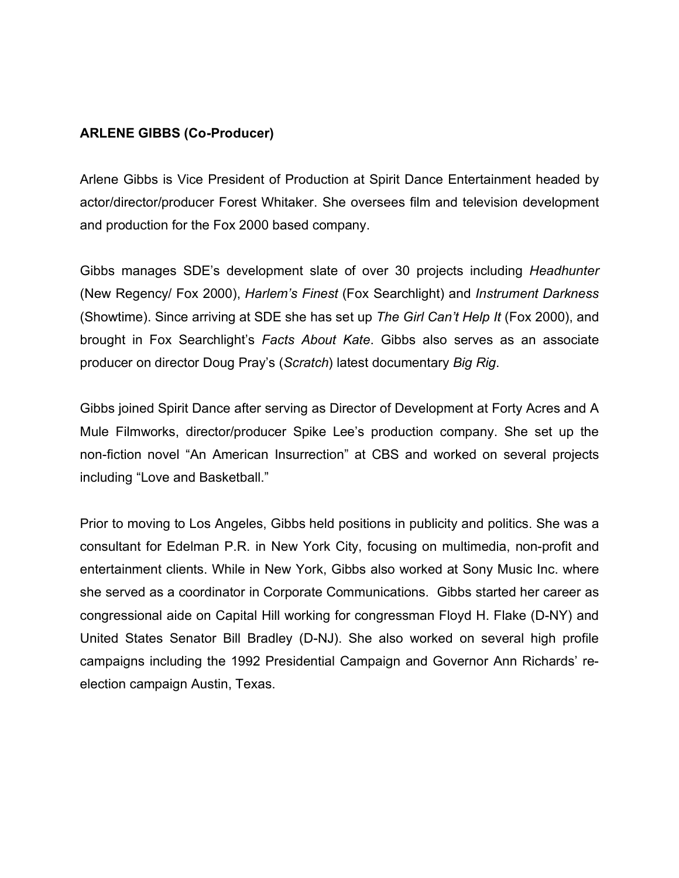**ARLENE GIBBS (Co-Producer)**

Arlene Gibbs is Vice President of Production at Spirit Dance Entertainment headed by actor/director/producer Forest Whitaker. She oversees film and television development and production for the Fox 2000 based company.

Gibbs manages SDE's development slate of over 30 projects including *Headhunter* (New Regency/ Fox 2000), *Harlem's Finest* (Fox Searchlight) and *Instrument Darkness* (Showtime). Since arriving at SDE she has set up *The Girl Can't Help It* (Fox 2000), and brought in Fox Searchlight's *Facts About Kate*. Gibbs also serves as an associate producer on director Doug Pray's (*Scratch*) latest documentary *Big Rig*.

Gibbs joined Spirit Dance after serving as Director of Development at Forty Acres and A Mule Filmworks, director/producer Spike Lee's production company. She set up the non-fiction novel "An American Insurrection" at CBS and worked on several projects including "Love and Basketball."

Prior to moving to Los Angeles, Gibbs held positions in publicity and politics. She was a consultant for Edelman P.R. in New York City, focusing on multimedia, non-profit and entertainment clients. While in New York, Gibbs also worked at Sony Music Inc. where she served as a coordinator in Corporate Communications. Gibbs started her career as congressional aide on Capital Hill working for congressman Floyd H. Flake (D-NY) and United States Senator Bill Bradley (D-NJ). She also worked on several high profile campaigns including the 1992 Presidential Campaign and Governor Ann Richards' re-election campaign Austin, Texas.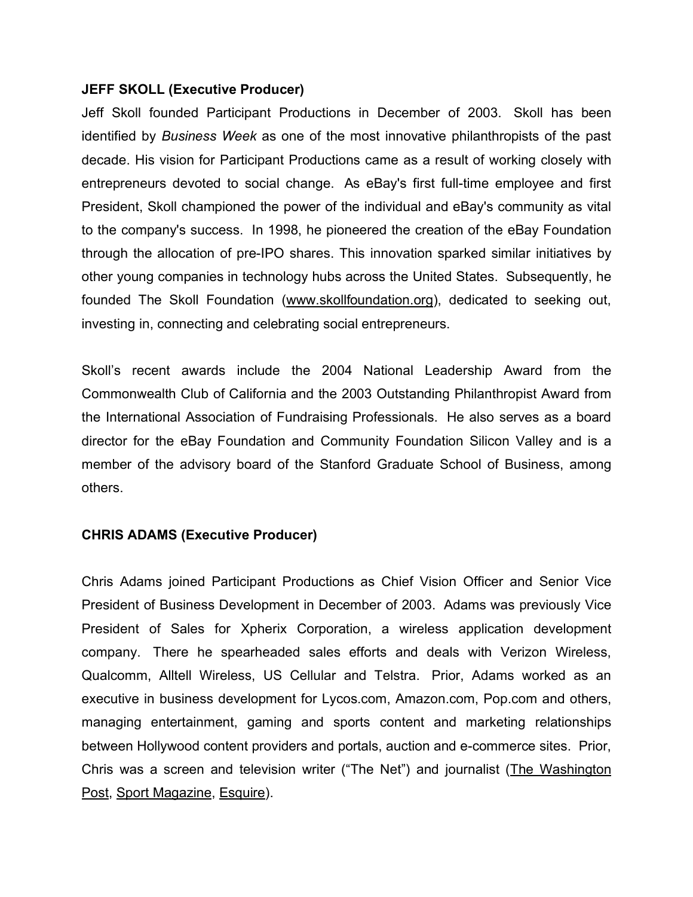**JEFF SKOLL (Executive Producer)**

Jeff Skoll founded Participant Productions in December of 2003. Skoll has been identified by *Business Week* as one of the most innovative philanthropists of the past decade. His vision for Participant Productions came as a result of working closely with entrepreneurs devoted to social change. As eBay's first full-time employee and first President, Skoll championed the power of the individual and eBay's community as vital to the company's success. In 1998, he pioneered the creation of the eBay Foundation through the allocation of pre-IPO shares. This innovation sparked similar initiatives by other young companies in technology hubs across the United States. Subsequently, he founded The Skoll Foundation (www.skollfoundation.org), dedicated to seeking out, investing in, connecting and celebrating social entrepreneurs.

Skoll's recent awards include the 2004 National Leadership Award from the Commonwealth Club of California and the 2003 Outstanding Philanthropist Award from the International Association of Fundraising Professionals. He also serves as a board director for the eBay Foundation and Community Foundation Silicon Valley and is a member of the advisory board of the Stanford Graduate School of Business, among others.

**CHRIS ADAMS (Executive Producer)**

Chris Adams joined Participant Productions as Chief Vision Officer and Senior Vice President of Business Development in December of 2003. Adams was previously Vice President of Sales for Xpherix Corporation, a wireless application development company. There he spearheaded sales efforts and deals with Verizon Wireless, Qualcomm, Alltell Wireless, US Cellular and Telstra. Prior, Adams worked as an executive in business development for Lycos.com, Amazon.com, Pop.com and others, managing entertainment, gaming and sports content and marketing relationships between Hollywood content providers and portals, auction and e-commerce sites. Prior, Chris was a screen and television writer ("The Net") and journalist (The Washington Post, Sport Magazine, Esquire).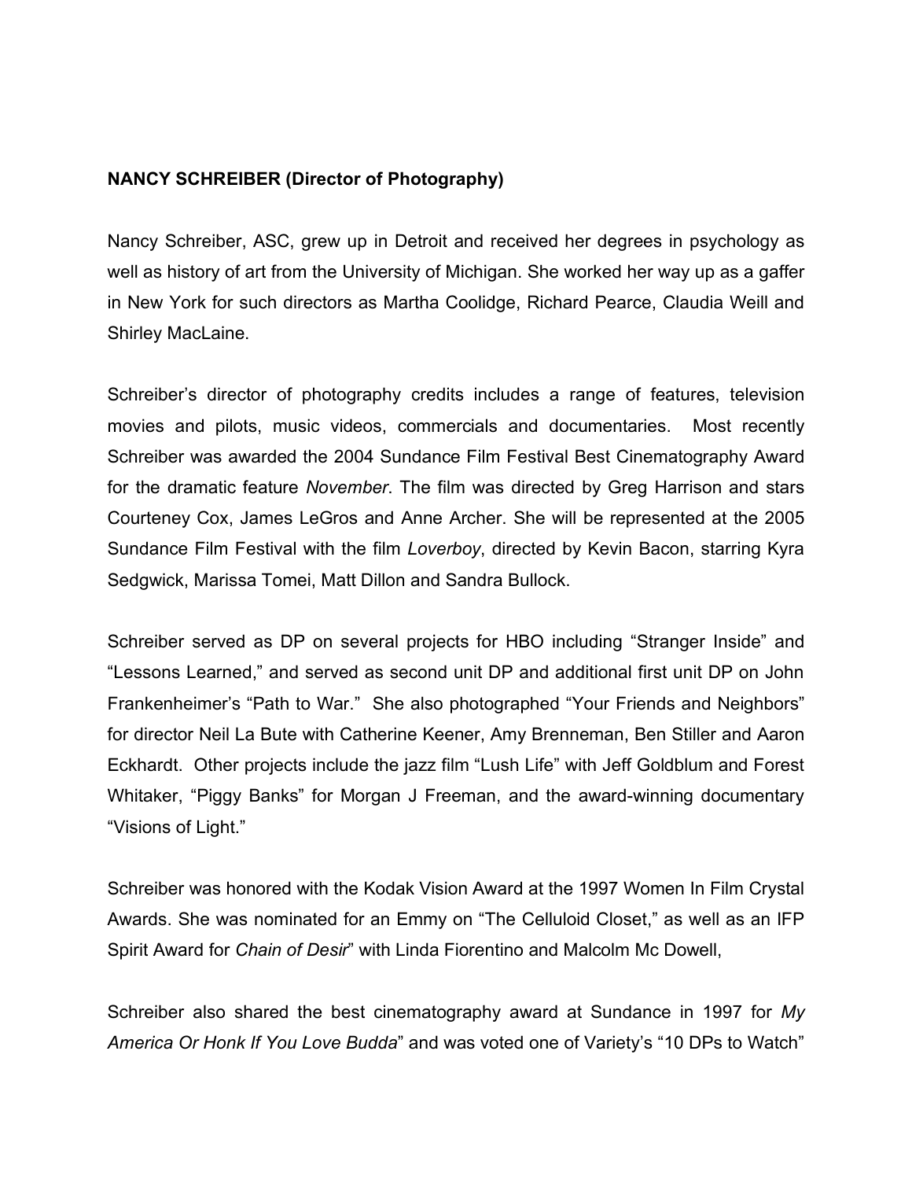**NANCY SCHREIBER (Director of Photography)**

Nancy Schreiber, ASC, grew up in Detroit and received her degrees in psychology as well as history of art from the University of Michigan. She worked her way up as a gaffer in New York for such directors as Martha Coolidge, Richard Pearce, Claudia Weill and Shirley MacLaine.

Schreiber's director of photography credits includes a range of features, television movies and pilots, music videos, commercials and documentaries. Most recently Schreiber was awarded the 2004 Sundance Film Festival Best Cinematography Award for the dramatic feature *November*. The film was directed by Greg Harrison and stars Courteney Cox, James LeGros and Anne Archer. She will be represented at the 2005 Sundance Film Festival with the film *Loverboy*, directed by Kevin Bacon, starring Kyra Sedgwick, Marissa Tomei, Matt Dillon and Sandra Bullock.

Schreiber served as DP on several projects for HBO including "Stranger Inside" and "Lessons Learned," and served as second unit DP and additional first unit DP on John Frankenheimer's "Path to War." She also photographed "Your Friends and Neighbors" for director Neil La Bute with Catherine Keener, Amy Brenneman, Ben Stiller and Aaron Eckhardt. Other projects include the jazz film "Lush Life" with Jeff Goldblum and Forest Whitaker, "Piggy Banks" for Morgan J Freeman, and the award-winning documentary "Visions of Light."

Schreiber was honored with the Kodak Vision Award at the 1997 Women In Film Crystal Awards. She was nominated for an Emmy on "The Celluloid Closet," as well as an IFP Spirit Award for *Chain of Desir*" with Linda Fiorentino and Malcolm Mc Dowell,

Schreiber also shared the best cinematography award at Sundance in 1997 for *My America Or Honk If You Love Budda*" and was voted one of Variety's "10 DPs to Watch"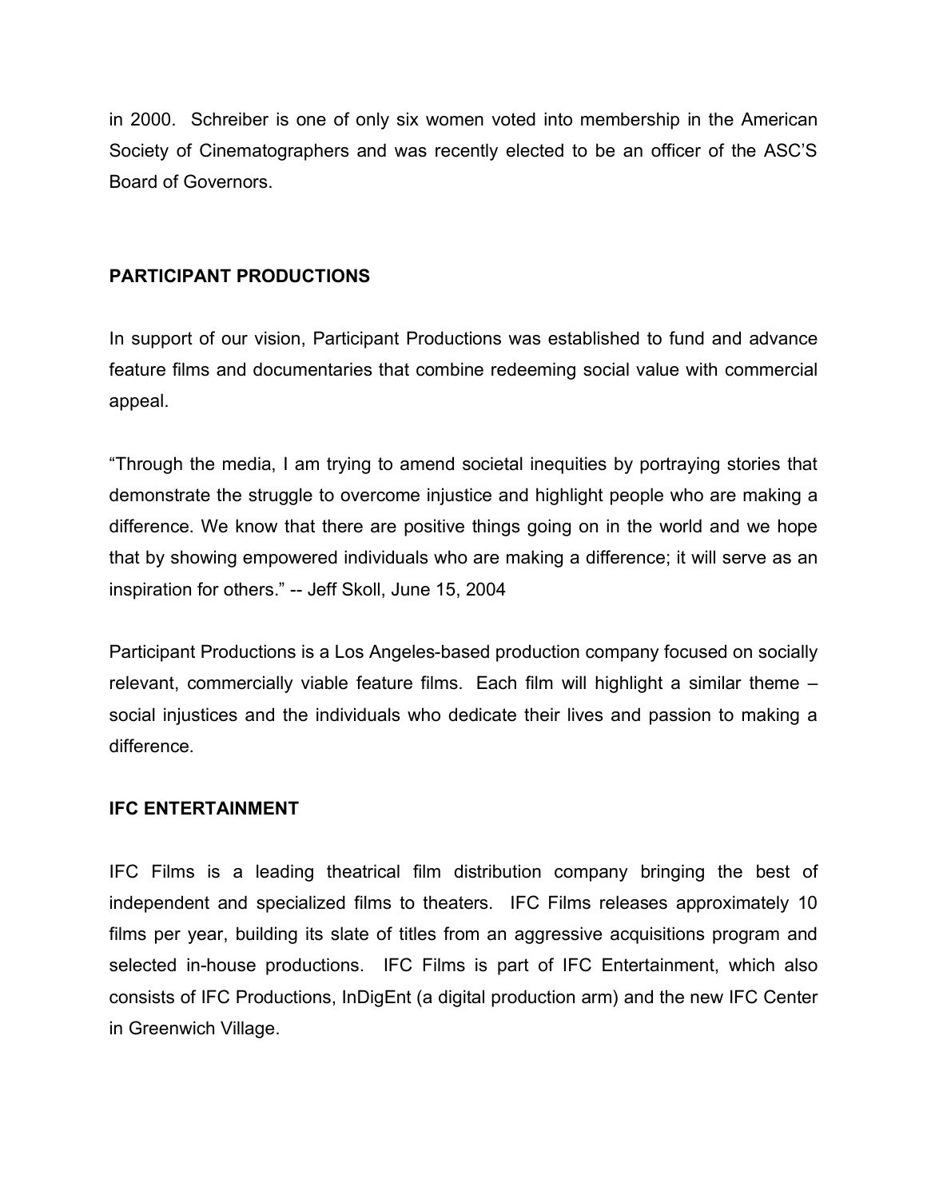in 2000. Schreiber is one of only six women voted into membership in the American Society of Cinematographers and was recently elected to be an officer of the ASC'S Board of Governors.

**PARTICIPANT PRODUCTIONS**

In support of our vision, Participant Productions was established to fund and advance feature films and documentaries that combine redeeming social value with commercial appeal.

"Through the media, I am trying to amend societal inequities by portraying stories that demonstrate the struggle to overcome injustice and highlight people who are making a difference. We know that there are positive things going on in the world and we hope that by showing empowered individuals who are making a difference; it will serve as an inspiration for others." -- Jeff Skoll, June 15, 2004

Participant Productions is a Los Angeles-based production company focused on socially relevant, commercially viable feature films. Each film will highlight a similar theme – social injustices and the individuals who dedicate their lives and passion to making a difference.

**IFC ENTERTAINMENT**

IFC Films is a leading theatrical film distribution company bringing the best of independent and specialized films to theaters. IFC Films releases approximately 10 films per year, building its slate of titles from an aggressive acquisitions program and selected in-house productions. IFC Films is part of IFC Entertainment, which also consists of IFC Productions, InDigEnt (a digital production arm) and the new IFC Center in Greenwich Village.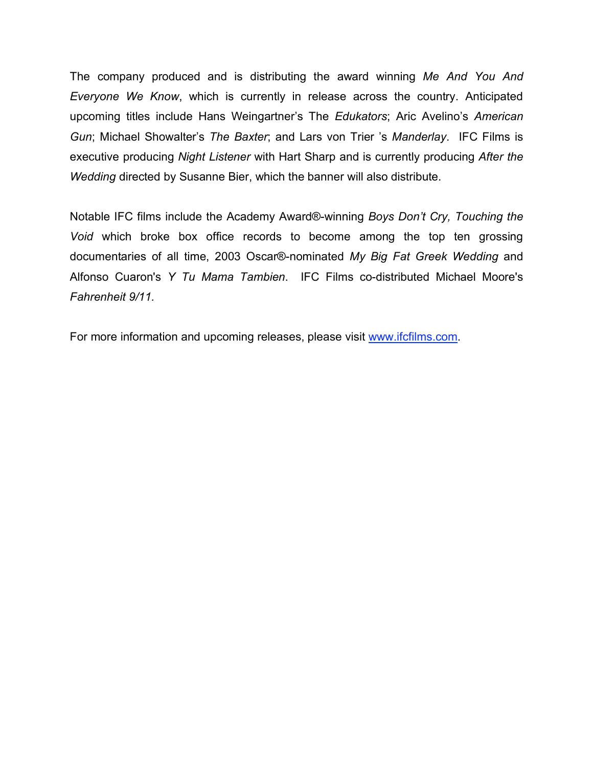The company produced and is distributing the award winning *Me And You And Everyone We Know*, which is currently in release across the country. Anticipated upcoming titles include Hans Weingartner's The *Edukators*; Aric Avelino's *American Gun*; Michael Showalter's *The Baxter*; and Lars von Trier 's *Manderlay*. IFC Films is executive producing *Night Listener* with Hart Sharp and is currently producing *After the Wedding* directed by Susanne Bier, which the banner will also distribute.

Notable IFC films include the Academy Award®-winning *Boys Don't Cry, Touching the Void* which broke box office records to become among the top ten grossing documentaries of all time, 2003 Oscar®-nominated *My Big Fat Greek Wedding* and Alfonso Cuaron's *Y Tu Mama Tambien*. IFC Films co-distributed Michael Moore's *Fahrenheit 9/11.*

For more information and upcoming releases, please visit [www.ifcfilms.com](http://www.ifcfilms.com).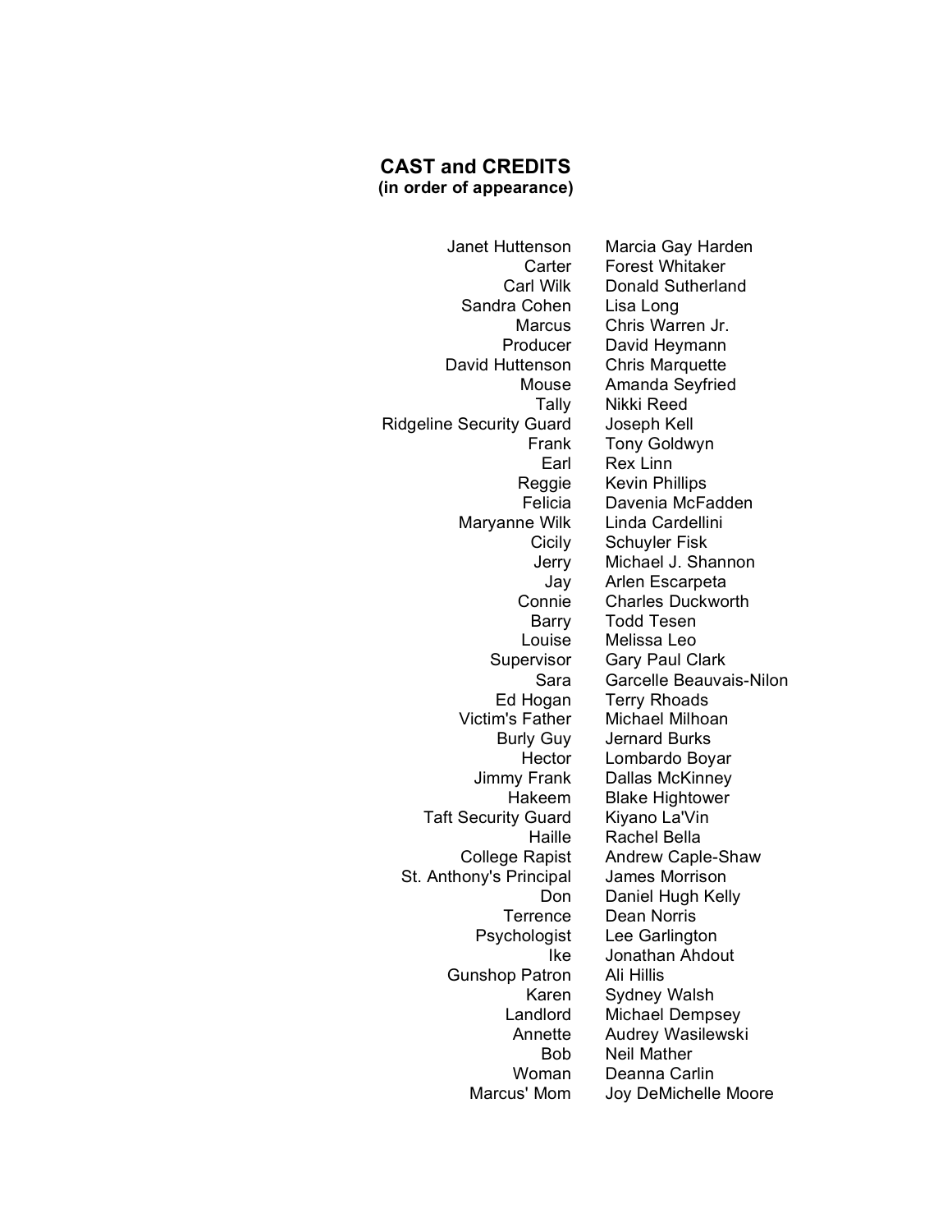## CAST and CREDITS
**(in order of appearance)**

| | |
|---|---|
| Janet Huttenson | Marcia Gay Harden |
| Carter | Forest Whitaker |
| Carl Wilk | Donald Sutherland |
| Sandra Cohen | Lisa Long |
| Marcus | Chris Warren Jr. |
| Producer | David Heymann |
| David Huttenson | Chris Marquette |
| Mouse | Amanda Seyfried |
| Tally | Nikki Reed |
| Ridgeline Security Guard | Joseph Kell |
| Frank | Tony Goldwyn |
| Earl | Rex Linn |
| Reggie | Kevin Phillips |
| Felicia | Davenia McFadden |
| Maryanne Wilk | Linda Cardellini |
| Cicily | Schuyler Fisk |
| Jerry | Michael J. Shannon |
| Jay | Arlen Escarpeta |
| Connie | Charles Duckworth |
| Barry | Todd Tesen |
| Louise | Melissa Leo |
| Supervisor | Gary Paul Clark |
| Sara | Garcelle Beauvais-Nilon |
| Ed Hogan | Terry Rhoads |
| Victim's Father | Michael Milhoan |
| Burly Guy | Jernard Burks |
| Hector | Lombardo Boyar |
| Jimmy Frank | Dallas McKinney |
| Hakeem | Blake Hightower |
| Taft Security Guard | Kiyano La'Vin |
| Haille | Rachel Bella |
| College Rapist | Andrew Caple-Shaw |
| St. Anthony's Principal | James Morrison |
| Don | Daniel Hugh Kelly |
| Terrence | Dean Norris |
| Psychologist | Lee Garlington |
| Ike | Jonathan Ahdout |
| Gunshop Patron | Ali Hillis |
| Karen | Sydney Walsh |
| Landlord | Michael Dempsey |
| Annette | Audrey Wasilewski |
| Bob | Neil Mather |
| Woman | Deanna Carlin |
| Marcus' Mom | Joy DeMichelle Moore |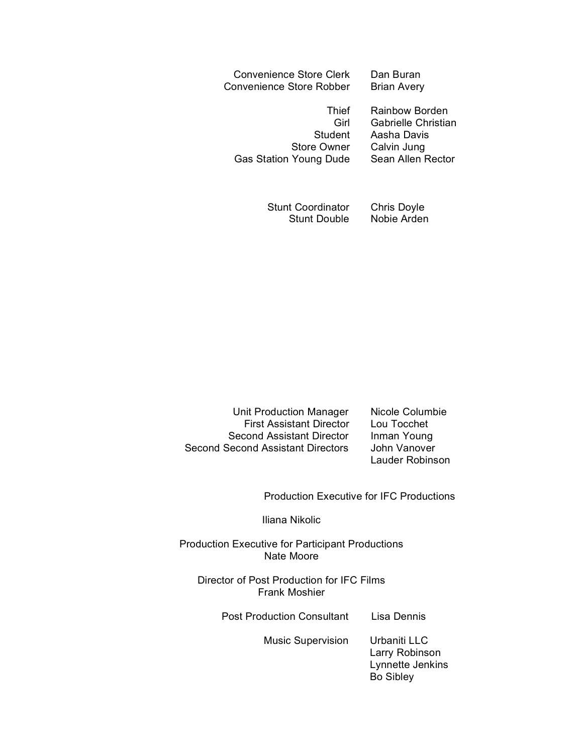Convenience Store Clerk — Dan Buran
Convenience Store Robber — Brian Avery

Thief — Rainbow Borden
Girl — Gabrielle Christian
Student — Aasha Davis
Store Owner — Calvin Jung
Gas Station Young Dude — Sean Allen Rector

Stunt Coordinator — Chris Doyle
Stunt Double — Nobie Arden

Unit Production Manager — Nicole Columbie
First Assistant Director — Lou Tocchet
Second Assistant Director — Inman Young
Second Second Assistant Directors — John Vanover
Lauder Robinson

Production Executive for IFC Productions

Iliana Nikolic

Production Executive for Participant Productions
Nate Moore

Director of Post Production for IFC Films
Frank Moshier

Post Production Consultant — Lisa Dennis

Music Supervision — Urbaniti LLC
Larry Robinson
Lynnette Jenkins
Bo Sibley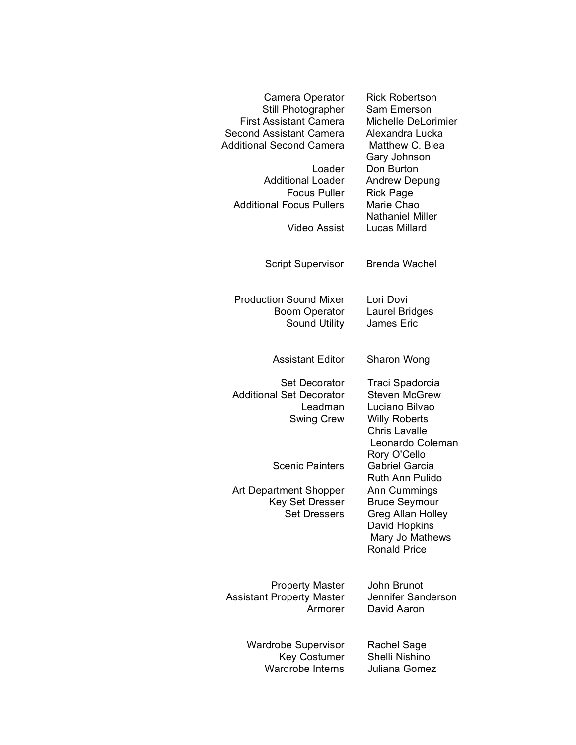| | |
|---|---|
| Camera Operator | Rick Robertson |
| Still Photographer | Sam Emerson |
| First Assistant Camera | Michelle DeLorimier |
| Second Assistant Camera | Alexandra Lucka |
| Additional Second Camera | Matthew C. Blea |
| | Gary Johnson |
| Loader | Don Burton |
| Additional Loader | Andrew Depung |
| Focus Puller | Rick Page |
| Additional Focus Pullers | Marie Chao |
| | Nathaniel Miller |
| Video Assist | Lucas Millard |
| | |
| Script Supervisor | Brenda Wachel |
| | |
| Production Sound Mixer | Lori Dovi |
| Boom Operator | Laurel Bridges |
| Sound Utility | James Eric |
| | |
| Assistant Editor | Sharon Wong |
| | |
| Set Decorator | Traci Spadorcia |
| Additional Set Decorator | Steven McGrew |
| Leadman | Luciano Bilvao |
| Swing Crew | Willy Roberts |
| | Chris Lavalle |
| | Leonardo Coleman |
| | Rory O'Cello |
| Scenic Painters | Gabriel Garcia |
| | Ruth Ann Pulido |
| Art Department Shopper | Ann Cummings |
| Key Set Dresser | Bruce Seymour |
| Set Dressers | Greg Allan Holley |
| | David Hopkins |
| | Mary Jo Mathews |
| | Ronald Price |
| | |
| Property Master | John Brunot |
| Assistant Property Master | Jennifer Sanderson |
| Armorer | David Aaron |
| | |
| Wardrobe Supervisor | Rachel Sage |
| Key Costumer | Shelli Nishino |
| Wardrobe Interns | Juliana Gomez |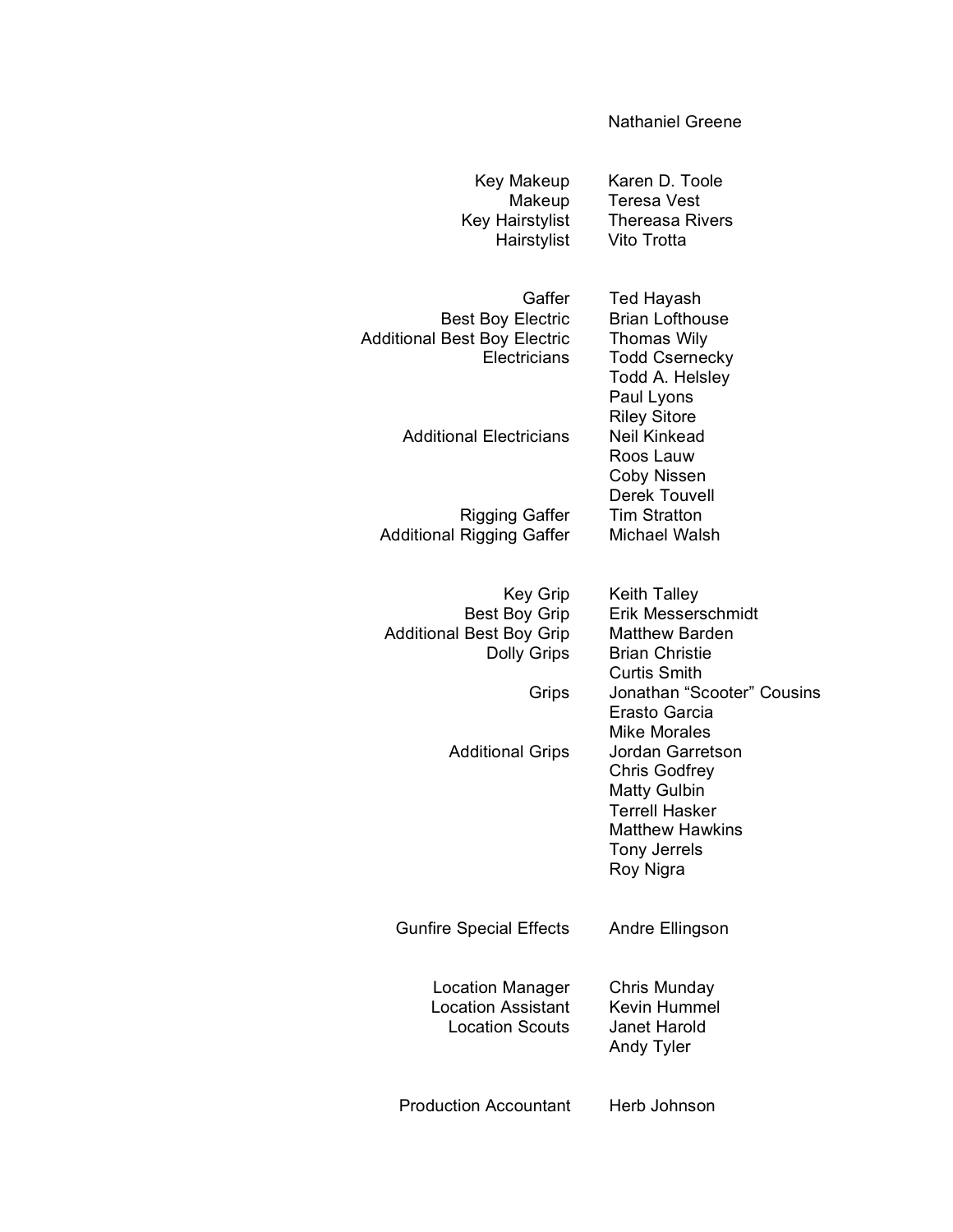Nathaniel Greene

| Role | Name |
| --- | --- |
| Key Makeup | Karen D. Toole |
| Makeup | Teresa Vest |
| Key Hairstylist | Thereasa Rivers |
| Hairstylist | Vito Trotta |

| Role | Name |
| --- | --- |
| Gaffer | Ted Hayash |
| Best Boy Electric | Brian Lofthouse |
| Additional Best Boy Electric | Thomas Wily |
| Electricians | Todd Csernecky |
| | Todd A. Helsley |
| | Paul Lyons |
| | Riley Sitore |
| Additional Electricians | Neil Kinkead |
| | Roos Lauw |
| | Coby Nissen |
| | Derek Touvell |
| Rigging Gaffer | Tim Stratton |
| Additional Rigging Gaffer | Michael Walsh |

| Role | Name |
| --- | --- |
| Key Grip | Keith Talley |
| Best Boy Grip | Erik Messerschmidt |
| Additional Best Boy Grip | Matthew Barden |
| Dolly Grips | Brian Christie |
| | Curtis Smith |
| Grips | Jonathan “Scooter” Cousins |
| | Erasto Garcia |
| | Mike Morales |
| Additional Grips | Jordan Garretson |
| | Chris Godfrey |
| | Matty Gulbin |
| | Terrell Hasker |
| | Matthew Hawkins |
| | Tony Jerrels |
| | Roy Nigra |

| Role | Name |
| --- | --- |
| Gunfire Special Effects | Andre Ellingson |

| Role | Name |
| --- | --- |
| Location Manager | Chris Munday |
| Location Assistant | Kevin Hummel |
| Location Scouts | Janet Harold |
| | Andy Tyler |

| Role | Name |
| --- | --- |
| Production Accountant | Herb Johnson |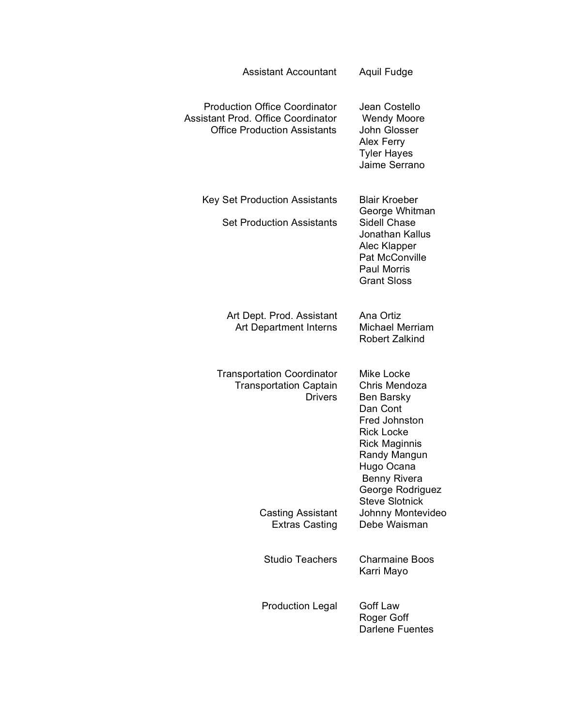| | |
|---|---|
| Assistant Accountant | Aquil Fudge |
| | |
| Production Office Coordinator | Jean Costello |
| Assistant Prod. Office Coordinator | Wendy Moore |
| Office Production Assistants | John Glosser |
| | Alex Ferry |
| | Tyler Hayes |
| | Jaime Serrano |
| | |
| Key Set Production Assistants | Blair Kroeber |
| | George Whitman |
| Set Production Assistants | Sidell Chase |
| | Jonathan Kallus |
| | Alec Klapper |
| | Pat McConville |
| | Paul Morris |
| | Grant Sloss |
| | |
| Art Dept. Prod. Assistant | Ana Ortiz |
| Art Department Interns | Michael Merriam |
| | Robert Zalkind |
| | |
| Transportation Coordinator | Mike Locke |
| Transportation Captain | Chris Mendoza |
| Drivers | Ben Barsky |
| | Dan Cont |
| | Fred Johnston |
| | Rick Locke |
| | Rick Maginnis |
| | Randy Mangun |
| | Hugo Ocana |
| | Benny Rivera |
| | George Rodriguez |
| | Steve Slotnick |
| Casting Assistant | Johnny Montevideo |
| Extras Casting | Debe Waisman |
| | |
| Studio Teachers | Charmaine Boos |
| | Karri Mayo |
| | |
| Production Legal | Goff Law |
| | Roger Goff |
| | Darlene Fuentes |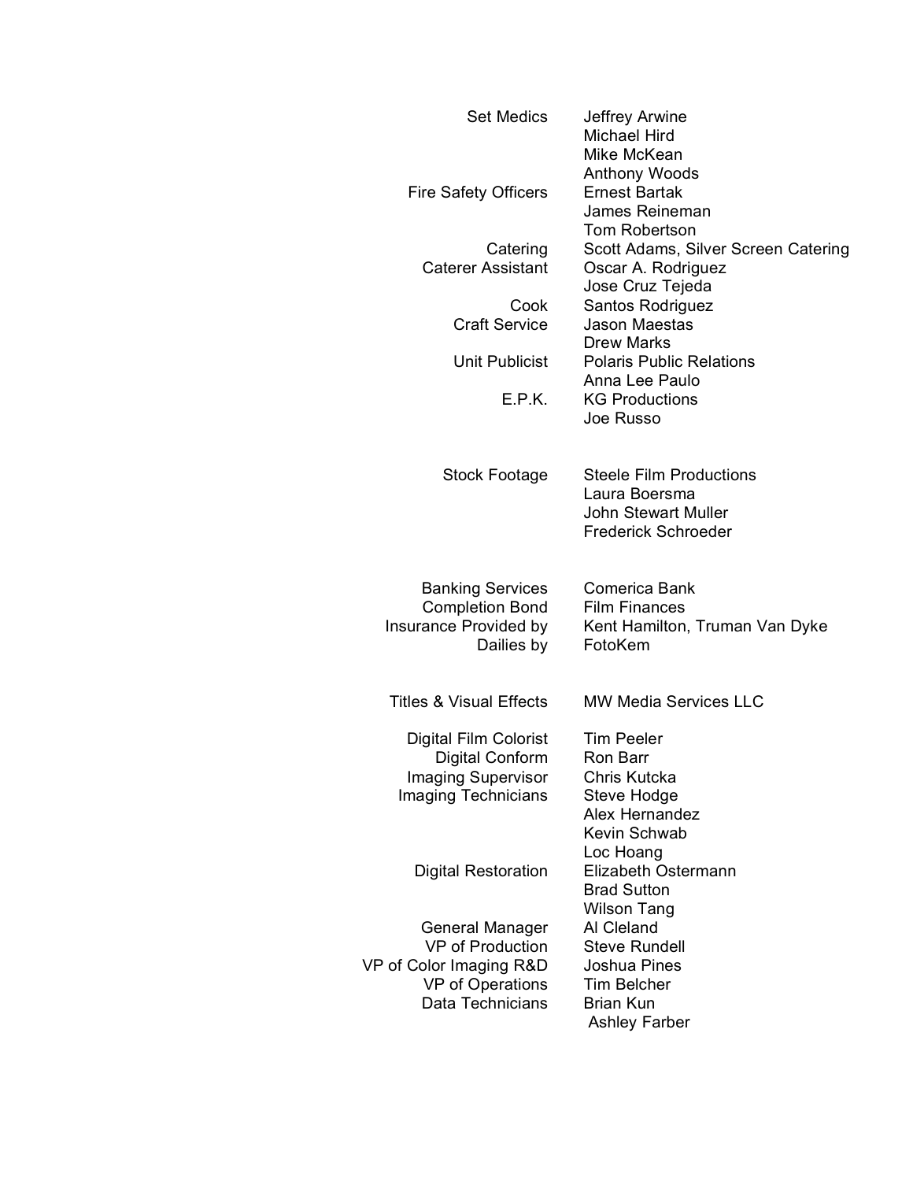| | |
|---|---|
| Set Medics | Jeffrey Arwine |
| | Michael Hird |
| | Mike McKean |
| | Anthony Woods |
| Fire Safety Officers | Ernest Bartak |
| | James Reineman |
| | Tom Robertson |
| Catering | Scott Adams, Silver Screen Catering |
| Caterer Assistant | Oscar A. Rodriguez |
| | Jose Cruz Tejeda |
| Cook | Santos Rodriguez |
| Craft Service | Jason Maestas |
| | Drew Marks |
| Unit Publicist | Polaris Public Relations |
| | Anna Lee Paulo |
| E.P.K. | KG Productions |
| | Joe Russo |
| | |
| Stock Footage | Steele Film Productions |
| | Laura Boersma |
| | John Stewart Muller |
| | Frederick Schroeder |
| | |
| Banking Services | Comerica Bank |
| Completion Bond | Film Finances |
| Insurance Provided by | Kent Hamilton, Truman Van Dyke |
| Dailies by | FotoKem |
| | |
| Titles & Visual Effects | MW Media Services LLC |
| | |
| Digital Film Colorist | Tim Peeler |
| Digital Conform | Ron Barr |
| Imaging Supervisor | Chris Kutcka |
| Imaging Technicians | Steve Hodge |
| | Alex Hernandez |
| | Kevin Schwab |
| | Loc Hoang |
| Digital Restoration | Elizabeth Ostermann |
| | Brad Sutton |
| | Wilson Tang |
| General Manager | Al Cleland |
| VP of Production | Steve Rundell |
| VP of Color Imaging R&D | Joshua Pines |
| VP of Operations | Tim Belcher |
| Data Technicians | Brian Kun |
| | Ashley Farber |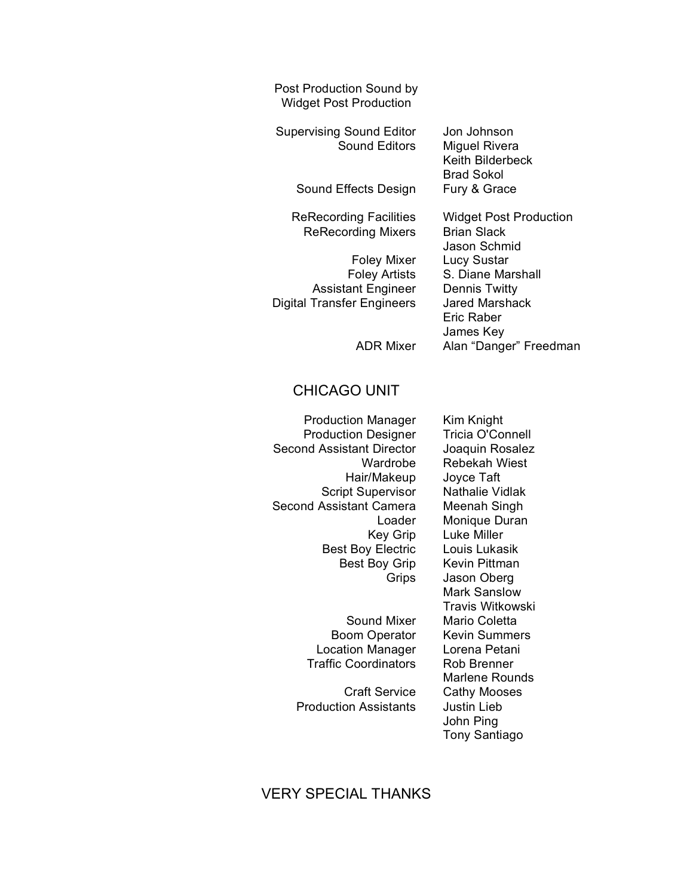Post Production Sound by
Widget Post Production

| Role | Name |
|---|---|
| Supervising Sound Editor | Jon Johnson |
| Sound Editors | Miguel Rivera |
| | Keith Bilderbeck |
| | Brad Sokol |
| Sound Effects Design | Fury & Grace |
| ReRecording Facilities | Widget Post Production |
| ReRecording Mixers | Brian Slack |
| | Jason Schmid |
| Foley Mixer | Lucy Sustar |
| Foley Artists | S. Diane Marshall |
| Assistant Engineer | Dennis Twitty |
| Digital Transfer Engineers | Jared Marshack |
| | Eric Raber |
| | James Key |
| ADR Mixer | Alan "Danger" Freedman |

## CHICAGO UNIT

| Role | Name |
|---|---|
| Production Manager | Kim Knight |
| Production Designer | Tricia O'Connell |
| Second Assistant Director | Joaquin Rosalez |
| Wardrobe | Rebekah Wiest |
| Hair/Makeup | Joyce Taft |
| Script Supervisor | Nathalie Vidlak |
| Second Assistant Camera | Meenah Singh |
| Loader | Monique Duran |
| Key Grip | Luke Miller |
| Best Boy Electric | Louis Lukasik |
| Best Boy Grip | Kevin Pittman |
| Grips | Jason Oberg |
| | Mark Sanslow |
| | Travis Witkowski |
| Sound Mixer | Mario Coletta |
| Boom Operator | Kevin Summers |
| Location Manager | Lorena Petani |
| Traffic Coordinators | Rob Brenner |
| | Marlene Rounds |
| Craft Service | Cathy Mooses |
| Production Assistants | Justin Lieb |
| | John Ping |
| | Tony Santiago |

## VERY SPECIAL THANKS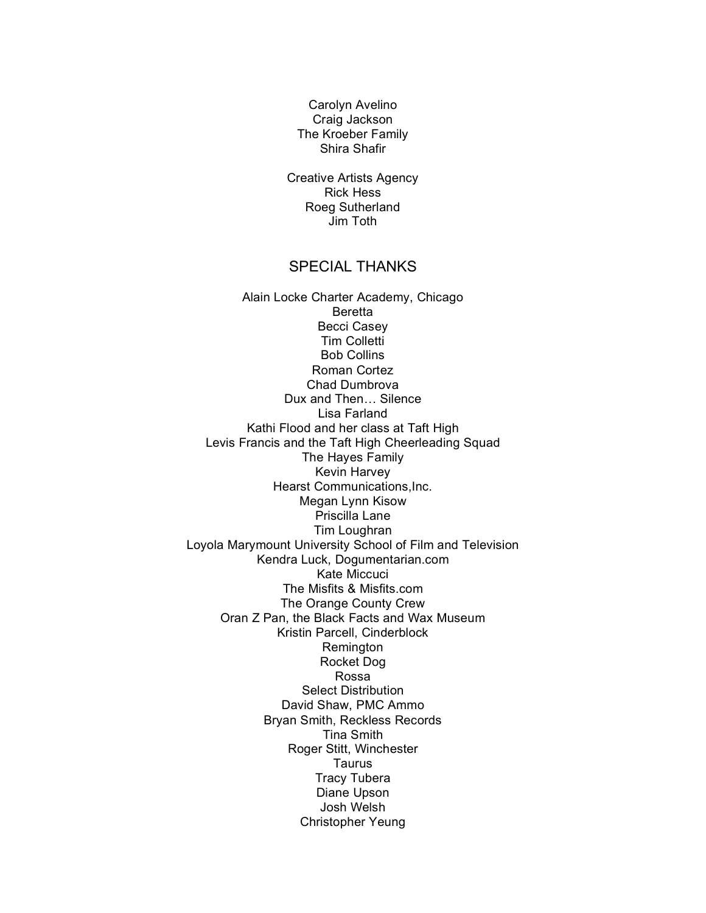Carolyn Avelino
Craig Jackson
The Kroeber Family
Shira Shafir

Creative Artists Agency
Rick Hess
Roeg Sutherland
Jim Toth

## SPECIAL THANKS

Alain Locke Charter Academy, Chicago
Beretta
Becci Casey
Tim Colletti
Bob Collins
Roman Cortez
Chad Dumbrova
Dux and Then… Silence
Lisa Farland
Kathi Flood and her class at Taft High
Levis Francis and the Taft High Cheerleading Squad
The Hayes Family
Kevin Harvey
Hearst Communications,Inc.
Megan Lynn Kisow
Priscilla Lane
Tim Loughran
Loyola Marymount University School of Film and Television
Kendra Luck, Dogumentarian.com
Kate Miccuci
The Misfits & Misfits.com
The Orange County Crew
Oran Z Pan, the Black Facts and Wax Museum
Kristin Parcell, Cinderblock
Remington
Rocket Dog
Rossa
Select Distribution
David Shaw, PMC Ammo
Bryan Smith, Reckless Records
Tina Smith
Roger Stitt, Winchester
Taurus
Tracy Tubera
Diane Upson
Josh Welsh
Christopher Yeung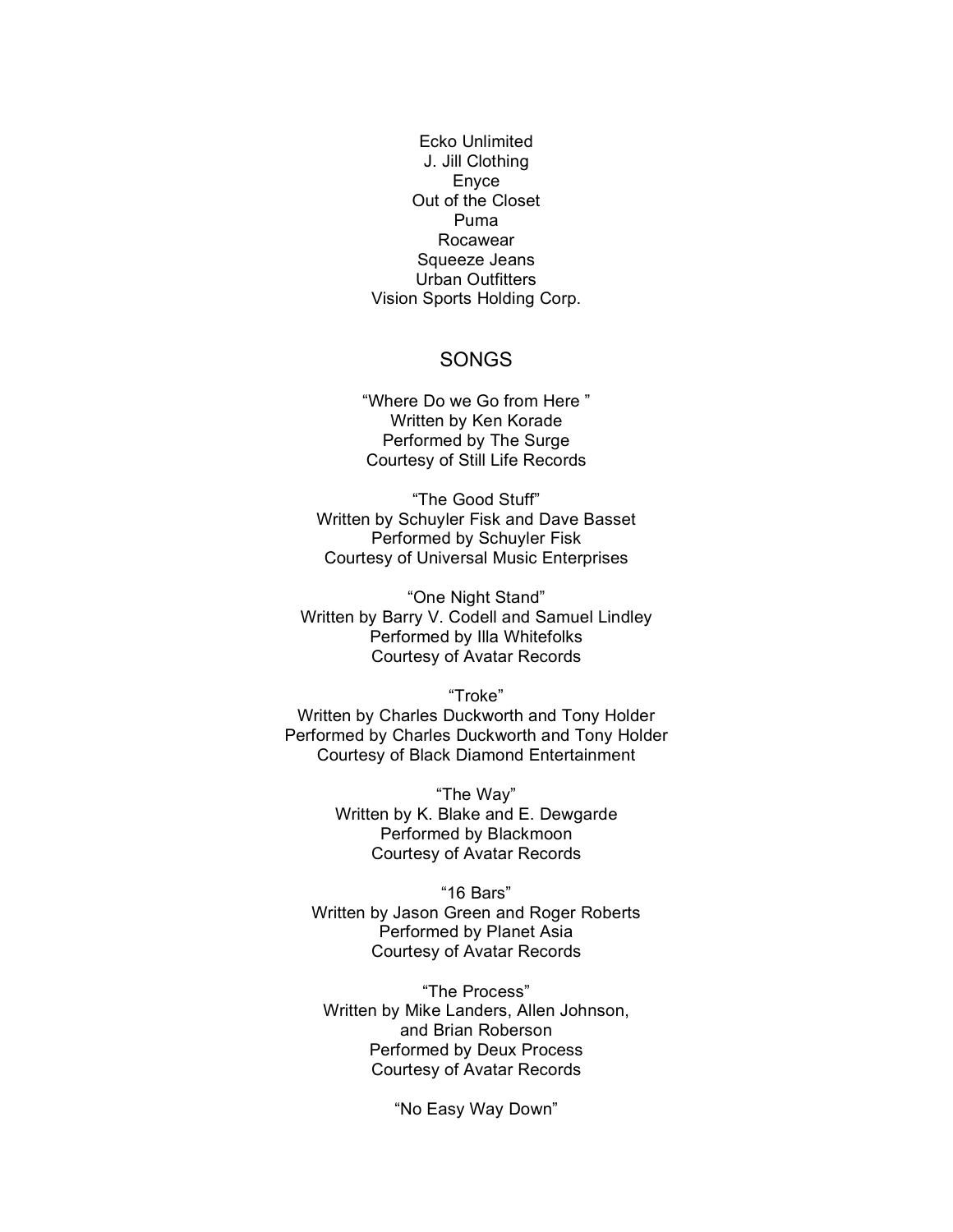Ecko Unlimited
J. Jill Clothing
Enyce
Out of the Closet
Puma
Rocawear
Squeeze Jeans
Urban Outfitters
Vision Sports Holding Corp.

## SONGS

"Where Do we Go from Here "
Written by Ken Korade
Performed by The Surge
Courtesy of Still Life Records

"The Good Stuff"
Written by Schuyler Fisk and Dave Basset
Performed by Schuyler Fisk
Courtesy of Universal Music Enterprises

"One Night Stand"
Written by Barry V. Codell and Samuel Lindley
Performed by Illa Whitefolks
Courtesy of Avatar Records

"Troke"
Written by Charles Duckworth and Tony Holder
Performed by Charles Duckworth and Tony Holder
Courtesy of Black Diamond Entertainment

"The Way"
Written by K. Blake and E. Dewgarde
Performed by Blackmoon
Courtesy of Avatar Records

"16 Bars"
Written by Jason Green and Roger Roberts
Performed by Planet Asia
Courtesy of Avatar Records

"The Process"
Written by Mike Landers, Allen Johnson,
and Brian Roberson
Performed by Deux Process
Courtesy of Avatar Records

"No Easy Way Down"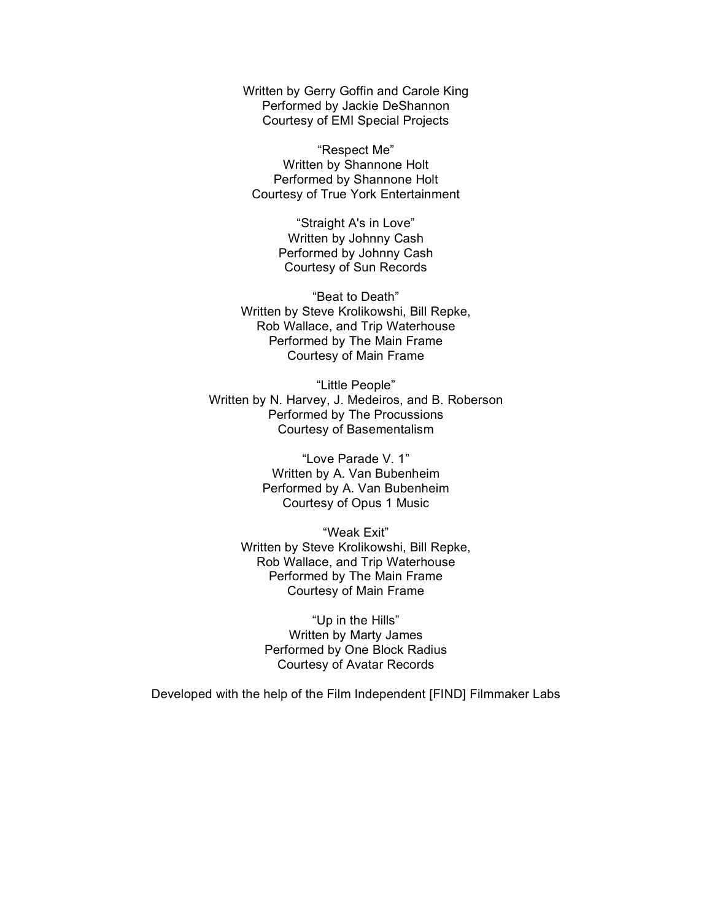Written by Gerry Goffin and Carole King
Performed by Jackie DeShannon
Courtesy of EMI Special Projects

"Respect Me"
Written by Shannone Holt
Performed by Shannone Holt
Courtesy of True York Entertainment

"Straight A's in Love"
Written by Johnny Cash
Performed by Johnny Cash
Courtesy of Sun Records

"Beat to Death"
Written by Steve Krolikowshi, Bill Repke,
Rob Wallace, and Trip Waterhouse
Performed by The Main Frame
Courtesy of Main Frame

"Little People"
Written by N. Harvey, J. Medeiros, and B. Roberson
Performed by The Procussions
Courtesy of Basementalism

"Love Parade V. 1"
Written by A. Van Bubenheim
Performed by A. Van Bubenheim
Courtesy of Opus 1 Music

"Weak Exit"
Written by Steve Krolikowshi, Bill Repke,
Rob Wallace, and Trip Waterhouse
Performed by The Main Frame
Courtesy of Main Frame

"Up in the Hills"
Written by Marty James
Performed by One Block Radius
Courtesy of Avatar Records

Developed with the help of the Film Independent [FIND] Filmmaker Labs